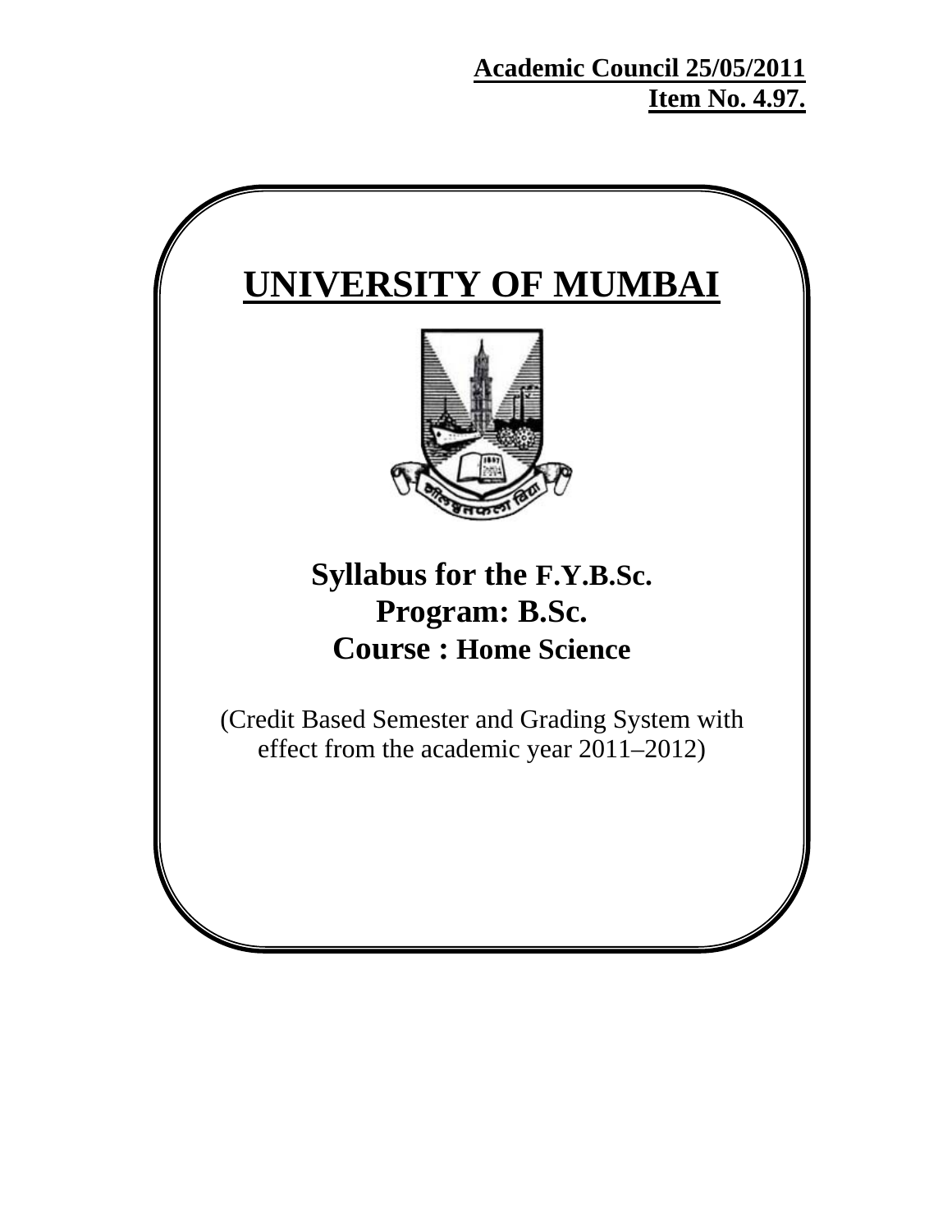**Academic Council 25/05/2011**
**Item No. 4.97.**

# UNIVERSITY OF MUMBAI

## Syllabus for the F.Y.B.Sc.
## Program: B.Sc.
## Course : Home Science

(Credit Based Semester and Grading System with effect from the academic year 2011–2012)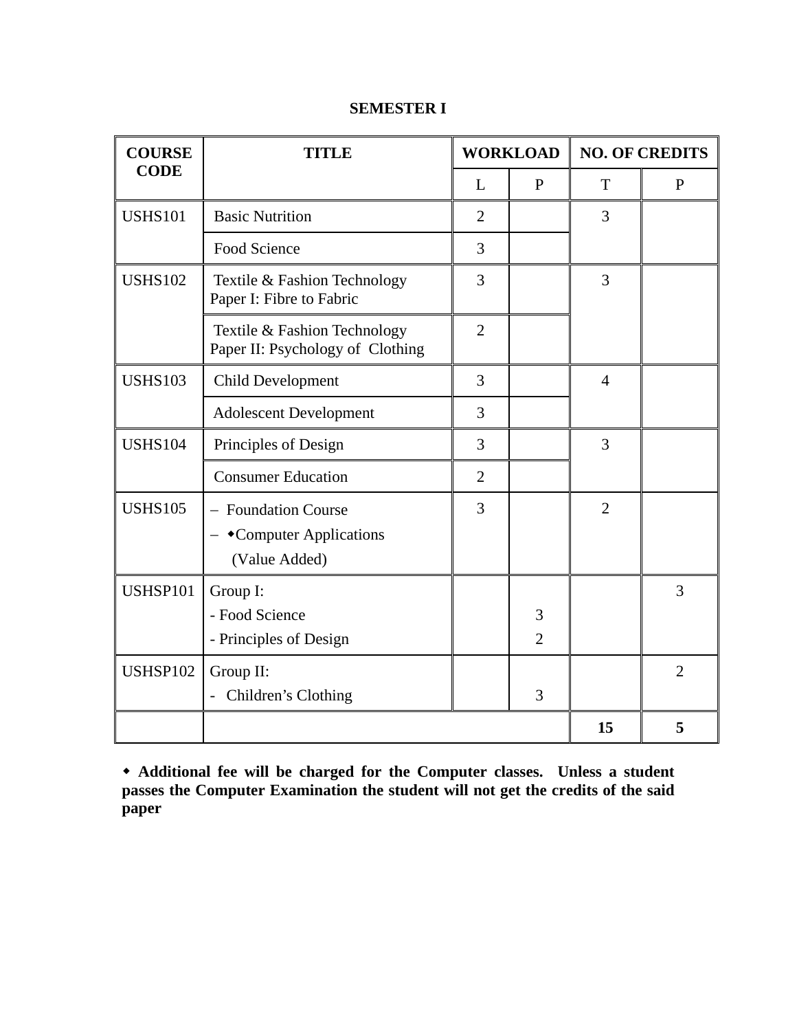**SEMESTER I**

| COURSE CODE | TITLE | WORKLOAD | | NO. OF CREDITS | |
|---|---|---|---|---|---|
| | | L | P | T | P |
| USHS101 | Basic Nutrition | 2 | | 3 | |
| | Food Science | 3 | | | |
| USHS102 | Textile & Fashion Technology Paper I: Fibre to Fabric | 3 | | 3 | |
| | Textile & Fashion Technology Paper II: Psychology of Clothing | 2 | | | |
| USHS103 | Child Development | 3 | | 4 | |
| | Adolescent Development | 3 | | | |
| USHS104 | Principles of Design | 3 | | 3 | |
| | Consumer Education | 2 | | | |
| USHS105 | – Foundation Course<br>– ◆Computer Applications (Value Added) | 3 | | 2 | |
| USHSP101 | Group I:<br>- Food Science<br>- Principles of Design | | <br>3<br>2 | | 3 |
| USHSP102 | Group II:<br>- Children's Clothing | | <br>3 | | 2 |
| | | | | **15** | **5** |

**◆ Additional fee will be charged for the Computer classes. Unless a student passes the Computer Examination the student will not get the credits of the said paper**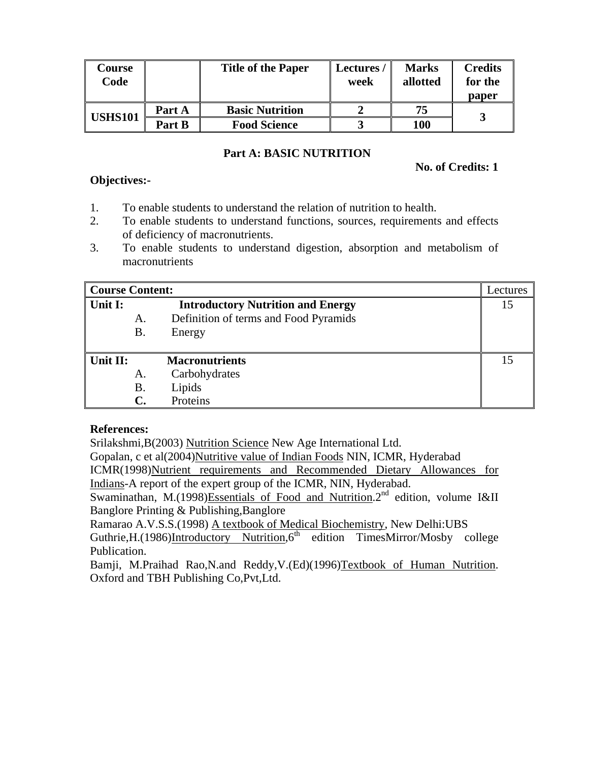| Course Code | | Title of the Paper | Lectures / week | Marks allotted | Credits for the paper |
|---|---|---|---|---|---|
| USHS101 | Part A | Basic Nutrition | 2 | 75 | 3 |
| | Part B | Food Science | 3 | 100 | |

## Part A: BASIC NUTRITION

**No. of Credits: 1**

**Objectives:-**

1. To enable students to understand the relation of nutrition to health.
2. To enable students to understand functions, sources, requirements and effects of deficiency of macronutrients.
3. To enable students to understand digestion, absorption and metabolism of macronutrients

| Course Content: | Lectures |
|---|---|
| **Unit I: Introductory Nutrition and Energy**<br>A. Definition of terms and Food Pyramids<br>B. Energy | 15 |
| **Unit II: Macronutrients**<br>A. Carbohydrates<br>B. Lipids<br>**C.** Proteins | 15 |

**References:**

Srilakshmi,B(2003) Nutrition Science New Age International Ltd.

Gopalan, c et al(2004)Nutritive value of Indian Foods NIN, ICMR, Hyderabad

ICMR(1998)Nutrient requirements and Recommended Dietary Allowances for Indians-A report of the expert group of the ICMR, NIN, Hyderabad.

Swaminathan, M.(1998)Essentials of Food and Nutrition.2nd edition, volume I&II Banglore Printing & Publishing,Banglore

Ramarao A.V.S.S.(1998) A textbook of Medical Biochemistry, New Delhi:UBS

Guthrie,H.(1986)Introductory Nutrition,6th edition TimesMirror/Mosby college Publication.

Bamji, M.Praihad Rao,N.and Reddy,V.(Ed)(1996)Textbook of Human Nutrition. Oxford and TBH Publishing Co,Pvt,Ltd.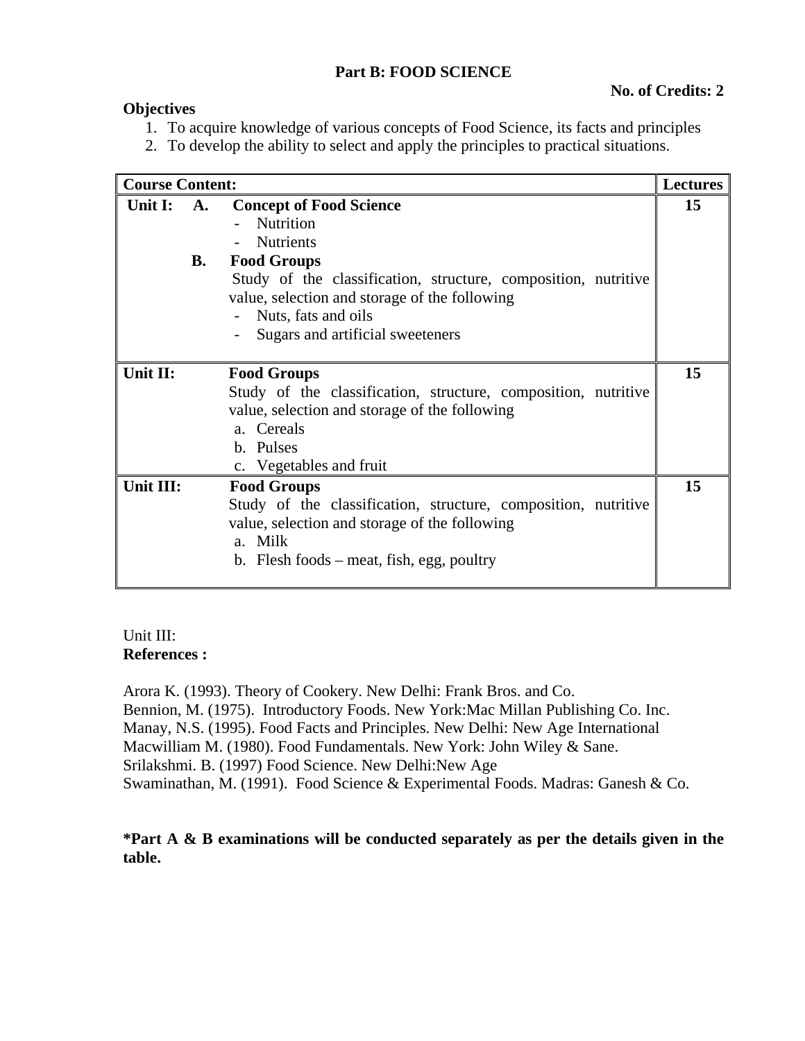## Part B: FOOD SCIENCE

**No. of Credits: 2**

**Objectives**

1. To acquire knowledge of various concepts of Food Science, its facts and principles
2. To develop the ability to select and apply the principles to practical situations.

| Course Content: | | Lectures |
|---|---|---|
| **Unit I:** | **A. Concept of Food Science**<br>- Nutrition<br>- Nutrients<br>**B. Food Groups**<br>Study of the classification, structure, composition, nutritive value, selection and storage of the following<br>- Nuts, fats and oils<br>- Sugars and artificial sweeteners | **15** |
| **Unit II:** | **Food Groups**<br>Study of the classification, structure, composition, nutritive value, selection and storage of the following<br>a. Cereals<br>b. Pulses<br>c. Vegetables and fruit | **15** |
| **Unit III:** | **Food Groups**<br>Study of the classification, structure, composition, nutritive value, selection and storage of the following<br>a. Milk<br>b. Flesh foods – meat, fish, egg, poultry | **15** |

Unit III:

**References :**

Arora K. (1993). Theory of Cookery. New Delhi: Frank Bros. and Co.
Bennion, M. (1975). Introductory Foods. New York:Mac Millan Publishing Co. Inc.
Manay, N.S. (1995). Food Facts and Principles. New Delhi: New Age International
Macwilliam M. (1980). Food Fundamentals. New York: John Wiley & Sane.
Srilakshmi. B. (1997) Food Science. New Delhi:New Age
Swaminathan, M. (1991). Food Science & Experimental Foods. Madras: Ganesh & Co.

**\*Part A & B examinations will be conducted separately as per the details given in the table.**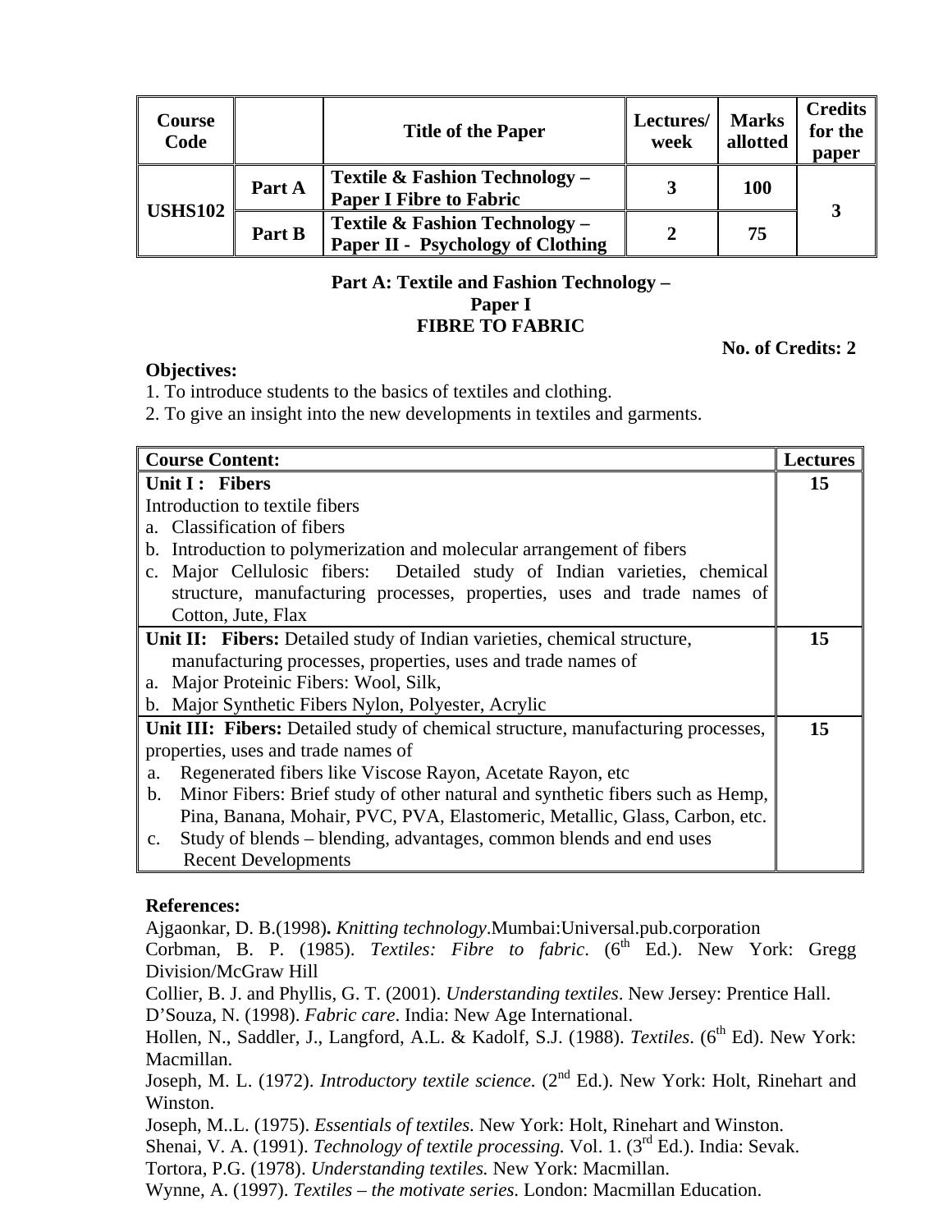| Course Code | | Title of the Paper | Lectures/ week | Marks allotted | Credits for the paper |
|---|---|---|---|---|---|
| USHS102 | Part A | Textile & Fashion Technology – Paper I Fibre to Fabric | 3 | 100 | 3 |
| | Part B | Textile & Fashion Technology – Paper II - Psychology of Clothing | 2 | 75 | |

## Part A: Textile and Fashion Technology – Paper I FIBRE TO FABRIC

**No. of Credits: 2**

**Objectives:**

1. To introduce students to the basics of textiles and clothing.
2. To give an insight into the new developments in textiles and garments.

| Course Content: | Lectures |
|---|---|
| **Unit I : Fibers**<br>Introduction to textile fibers<br>a. Classification of fibers<br>b. Introduction to polymerization and molecular arrangement of fibers<br>c. Major Cellulosic fibers: Detailed study of Indian varieties, chemical structure, manufacturing processes, properties, uses and trade names of Cotton, Jute, Flax | 15 |
| **Unit II: Fibers:** Detailed study of Indian varieties, chemical structure, manufacturing processes, properties, uses and trade names of<br>a. Major Proteinic Fibers: Wool, Silk,<br>b. Major Synthetic Fibers Nylon, Polyester, Acrylic | 15 |
| **Unit III: Fibers:** Detailed study of chemical structure, manufacturing processes, properties, uses and trade names of<br>a. Regenerated fibers like Viscose Rayon, Acetate Rayon, etc<br>b. Minor Fibers: Brief study of other natural and synthetic fibers such as Hemp, Pina, Banana, Mohair, PVC, PVA, Elastomeric, Metallic, Glass, Carbon, etc.<br>c. Study of blends – blending, advantages, common blends and end uses<br>Recent Developments | 15 |

**References:**

Ajgaonkar, D. B.(1998)**.** *Knitting technology*.Mumbai:Universal.pub.corporation

Corbman, B. P. (1985). *Textiles: Fibre to fabric*. (6th Ed.). New York: Gregg Division/McGraw Hill

Collier, B. J. and Phyllis, G. T. (2001). *Understanding textiles*. New Jersey: Prentice Hall.

D'Souza, N. (1998). *Fabric care*. India: New Age International.

Hollen, N., Saddler, J., Langford, A.L. & Kadolf, S.J. (1988). *Textiles*. (6th Ed). New York: Macmillan.

Joseph, M. L. (1972). *Introductory textile science.* (2nd Ed.). New York: Holt, Rinehart and Winston.

Joseph, M..L. (1975). *Essentials of textiles*. New York: Holt, Rinehart and Winston.

Shenai, V. A. (1991). *Technology of textile processing.* Vol. 1. (3rd Ed.). India: Sevak.

Tortora, P.G. (1978). *Understanding textiles.* New York: Macmillan.

Wynne, A. (1997). *Textiles – the motivate series.* London: Macmillan Education.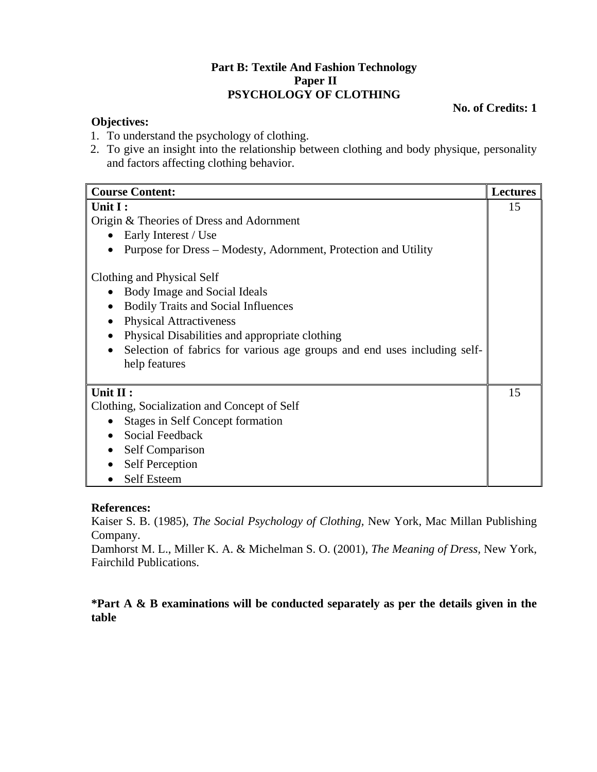## Part B: Textile And Fashion Technology
## Paper II
## PSYCHOLOGY OF CLOTHING

**No. of Credits: 1**

**Objectives:**

1. To understand the psychology of clothing.
2. To give an insight into the relationship between clothing and body physique, personality and factors affecting clothing behavior.

| Course Content: | Lectures |
|---|---|
| **Unit I :**<br>Origin & Theories of Dress and Adornment<br>• Early Interest / Use<br>• Purpose for Dress – Modesty, Adornment, Protection and Utility<br><br>Clothing and Physical Self<br>• Body Image and Social Ideals<br>• Bodily Traits and Social Influences<br>• Physical Attractiveness<br>• Physical Disabilities and appropriate clothing<br>• Selection of fabrics for various age groups and end uses including self-help features | 15 |
| **Unit II :**<br>Clothing, Socialization and Concept of Self<br>• Stages in Self Concept formation<br>• Social Feedback<br>• Self Comparison<br>• Self Perception<br>• Self Esteem | 15 |

**References:**

Kaiser S. B. (1985), *The Social Psychology of Clothing,* New York, Mac Millan Publishing Company.

Damhorst M. L., Miller K. A. & Michelman S. O. (2001), *The Meaning of Dress,* New York, Fairchild Publications.

**\*Part A & B examinations will be conducted separately as per the details given in the table**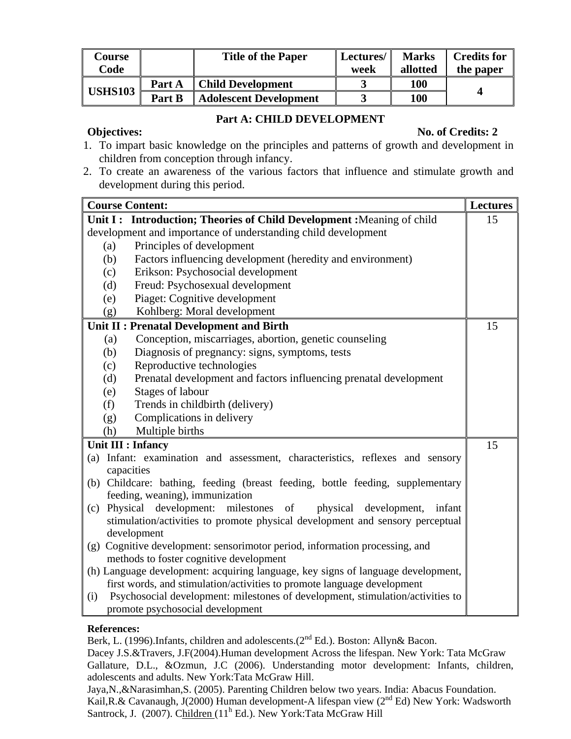| Course Code | | Title of the Paper | Lectures/ week | Marks allotted | Credits for the paper |
|---|---|---|---|---|---|
| USHS103 | Part A | Child Development | 3 | 100 | 4 |
| | Part B | Adolescent Development | 3 | 100 | |

## Part A: CHILD DEVELOPMENT

**Objectives:** **No. of Credits: 2**

1. To impart basic knowledge on the principles and patterns of growth and development in children from conception through infancy.
2. To create an awareness of the various factors that influence and stimulate growth and development during this period.

| Course Content: | Lectures |
|---|---|
| **Unit I : Introduction; Theories of Child Development :** Meaning of child development and importance of understanding child development<br>(a) Principles of development<br>(b) Factors influencing development (heredity and environment)<br>(c) Erikson: Psychosocial development<br>(d) Freud: Psychosexual development<br>(e) Piaget: Cognitive development<br>(g) Kohlberg: Moral development | 15 |
| **Unit II : Prenatal Development and Birth**<br>(a) Conception, miscarriages, abortion, genetic counseling<br>(b) Diagnosis of pregnancy: signs, symptoms, tests<br>(c) Reproductive technologies<br>(d) Prenatal development and factors influencing prenatal development<br>(e) Stages of labour<br>(f) Trends in childbirth (delivery)<br>(g) Complications in delivery<br>(h) Multiple births | 15 |
| **Unit III : Infancy**<br>(a) Infant: examination and assessment, characteristics, reflexes and sensory capacities<br>(b) Childcare: bathing, feeding (breast feeding, bottle feeding, supplementary feeding, weaning), immunization<br>(c) Physical development: milestones of physical development, infant stimulation/activities to promote physical development and sensory perceptual development<br>(g) Cognitive development: sensorimotor period, information processing, and methods to foster cognitive development<br>(h) Language development: acquiring language, key signs of language development, first words, and stimulation/activities to promote language development<br>(i) Psychosocial development: milestones of development, stimulation/activities to promote psychosocial development | 15 |

**References:**

Berk, L. (1996).Infants, children and adolescents.(2nd Ed.). Boston: Allyn& Bacon.

Dacey J.S.&Travers, J.F(2004).Human development Across the lifespan. New York: Tata McGraw

Gallature, D.L., &Ozmun, J.C (2006). Understanding motor development: Infants, children, adolescents and adults. New York:Tata McGraw Hill.

Jaya,N.,&Narasimhan,S. (2005). Parenting Children below two years. India: Abacus Foundation.

Kail,R.& Cavanaugh, J(2000) Human development-A lifespan view (2nd Ed) New York: Wadsworth

Santrock, J. (2007). Children (11h Ed.). New York:Tata McGraw Hill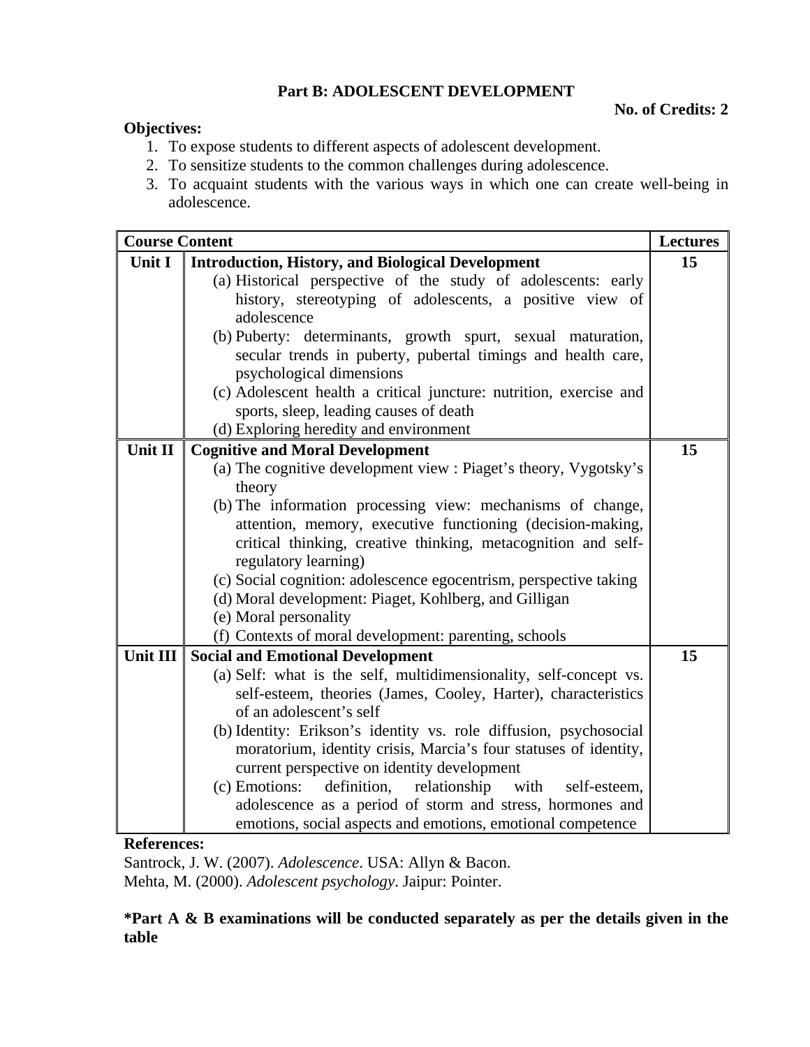## Part B: ADOLESCENT DEVELOPMENT

**No. of Credits: 2**

**Objectives:**

1. To expose students to different aspects of adolescent development.
2. To sensitize students to the common challenges during adolescence.
3. To acquaint students with the various ways in which one can create well-being in adolescence.

| Course Content | | Lectures |
|---|---|---|
| **Unit I** | **Introduction, History, and Biological Development**<br>(a) Historical perspective of the study of adolescents: early history, stereotyping of adolescents, a positive view of adolescence<br>(b) Puberty: determinants, growth spurt, sexual maturation, secular trends in puberty, pubertal timings and health care, psychological dimensions<br>(c) Adolescent health a critical juncture: nutrition, exercise and sports, sleep, leading causes of death<br>(d) Exploring heredity and environment | **15** |
| **Unit II** | **Cognitive and Moral Development**<br>(a) The cognitive development view : Piaget's theory, Vygotsky's theory<br>(b) The information processing view: mechanisms of change, attention, memory, executive functioning (decision-making, critical thinking, creative thinking, metacognition and self-regulatory learning)<br>(c) Social cognition: adolescence egocentrism, perspective taking<br>(d) Moral development: Piaget, Kohlberg, and Gilligan<br>(e) Moral personality<br>(f) Contexts of moral development: parenting, schools | **15** |
| **Unit III** | **Social and Emotional Development**<br>(a) Self: what is the self, multidimensionality, self-concept vs. self-esteem, theories (James, Cooley, Harter), characteristics of an adolescent's self<br>(b) Identity: Erikson's identity vs. role diffusion, psychosocial moratorium, identity crisis, Marcia's four statuses of identity, current perspective on identity development<br>(c) Emotions: definition, relationship with self-esteem, adolescence as a period of storm and stress, hormones and emotions, social aspects and emotions, emotional competence | **15** |

**References:**

Santrock, J. W. (2007). *Adolescence*. USA: Allyn & Bacon.

Mehta, M. (2000). *Adolescent psychology*. Jaipur: Pointer.

**\*Part A & B examinations will be conducted separately as per the details given in the table**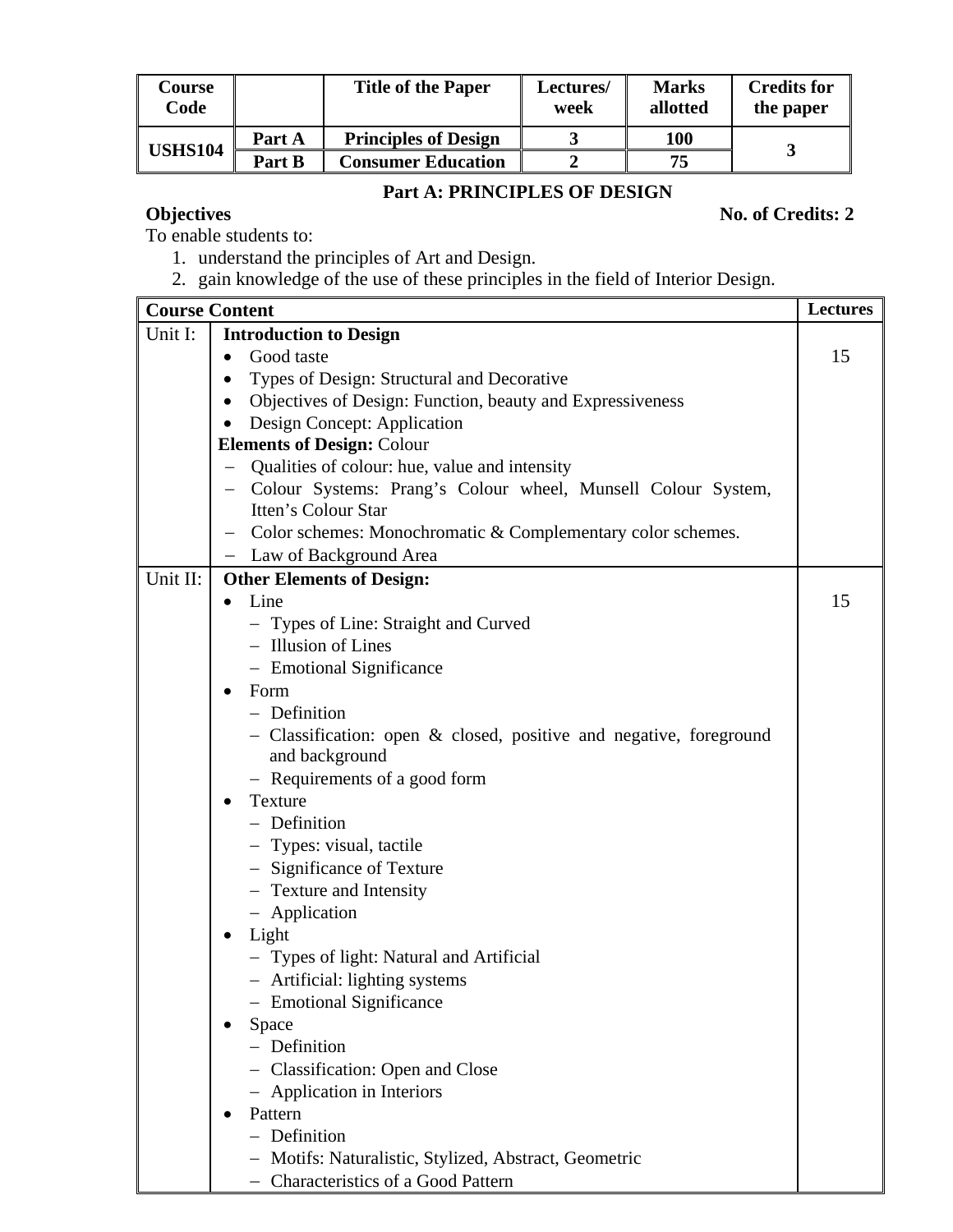| Course Code | | Title of the Paper | Lectures/ week | Marks allotted | Credits for the paper |
|---|---|---|---|---|---|
| USHS104 | Part A | Principles of Design | 3 | 100 | 3 |
| | Part B | Consumer Education | 2 | 75 | |

## Part A: PRINCIPLES OF DESIGN

**Objectives** **No. of Credits: 2**

To enable students to:

1. understand the principles of Art and Design.
2. gain knowledge of the use of these principles in the field of Interior Design.

| Course Content | | Lectures |
|---|---|---|
| Unit I: | **Introduction to Design**<br>• Good taste<br>• Types of Design: Structural and Decorative<br>• Objectives of Design: Function, beauty and Expressiveness<br>• Design Concept: Application<br>**Elements of Design:** Colour<br>– Qualities of colour: hue, value and intensity<br>– Colour Systems: Prang's Colour wheel, Munsell Colour System, Itten's Colour Star<br>– Color schemes: Monochromatic & Complementary color schemes.<br>– Law of Background Area | 15 |
| Unit II: | **Other Elements of Design:**<br>• Line<br>– Types of Line: Straight and Curved<br>– Illusion of Lines<br>– Emotional Significance<br>• Form<br>– Definition<br>– Classification: open & closed, positive and negative, foreground and background<br>– Requirements of a good form<br>• Texture<br>– Definition<br>– Types: visual, tactile<br>– Significance of Texture<br>– Texture and Intensity<br>– Application<br>• Light<br>– Types of light: Natural and Artificial<br>– Artificial: lighting systems<br>– Emotional Significance<br>• Space<br>– Definition<br>– Classification: Open and Close<br>– Application in Interiors<br>• Pattern<br>– Definition<br>– Motifs: Naturalistic, Stylized, Abstract, Geometric<br>– Characteristics of a Good Pattern | 15 |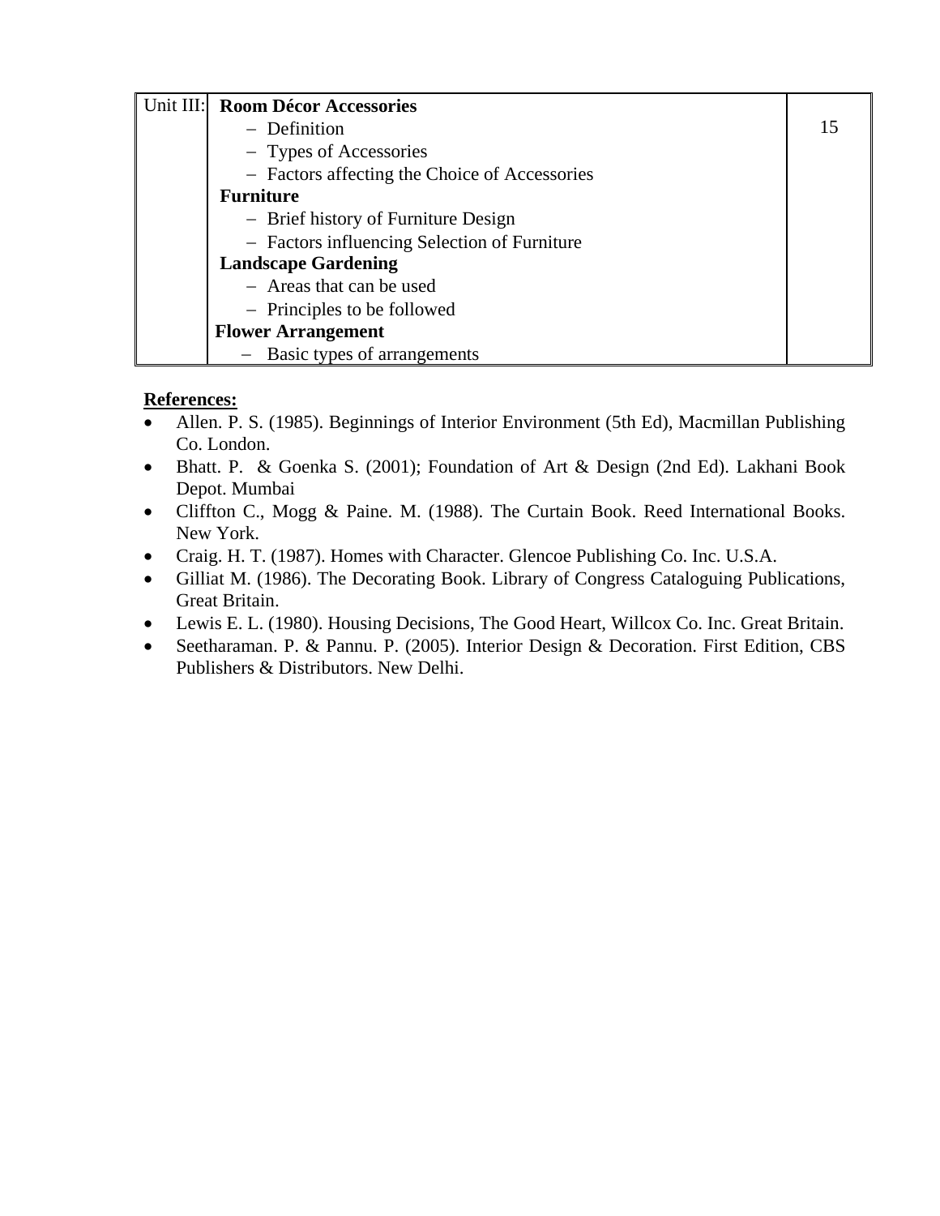| Unit III: | **Room Décor Accessories**<br>– Definition<br>– Types of Accessories<br>– Factors affecting the Choice of Accessories<br>**Furniture**<br>– Brief history of Furniture Design<br>– Factors influencing Selection of Furniture<br>**Landscape Gardening**<br>– Areas that can be used<br>– Principles to be followed<br>**Flower Arrangement**<br>– Basic types of arrangements | 15 |
|---|---|---|

**References:**

- Allen. P. S. (1985). Beginnings of Interior Environment (5th Ed), Macmillan Publishing Co. London.
- Bhatt. P. & Goenka S. (2001); Foundation of Art & Design (2nd Ed). Lakhani Book Depot. Mumbai
- Cliffton C., Mogg & Paine. M. (1988). The Curtain Book. Reed International Books. New York.
- Craig. H. T. (1987). Homes with Character. Glencoe Publishing Co. Inc. U.S.A.
- Gilliat M. (1986). The Decorating Book. Library of Congress Cataloguing Publications, Great Britain.
- Lewis E. L. (1980). Housing Decisions, The Good Heart, Willcox Co. Inc. Great Britain.
- Seetharaman. P. & Pannu. P. (2005). Interior Design & Decoration. First Edition, CBS Publishers & Distributors. New Delhi.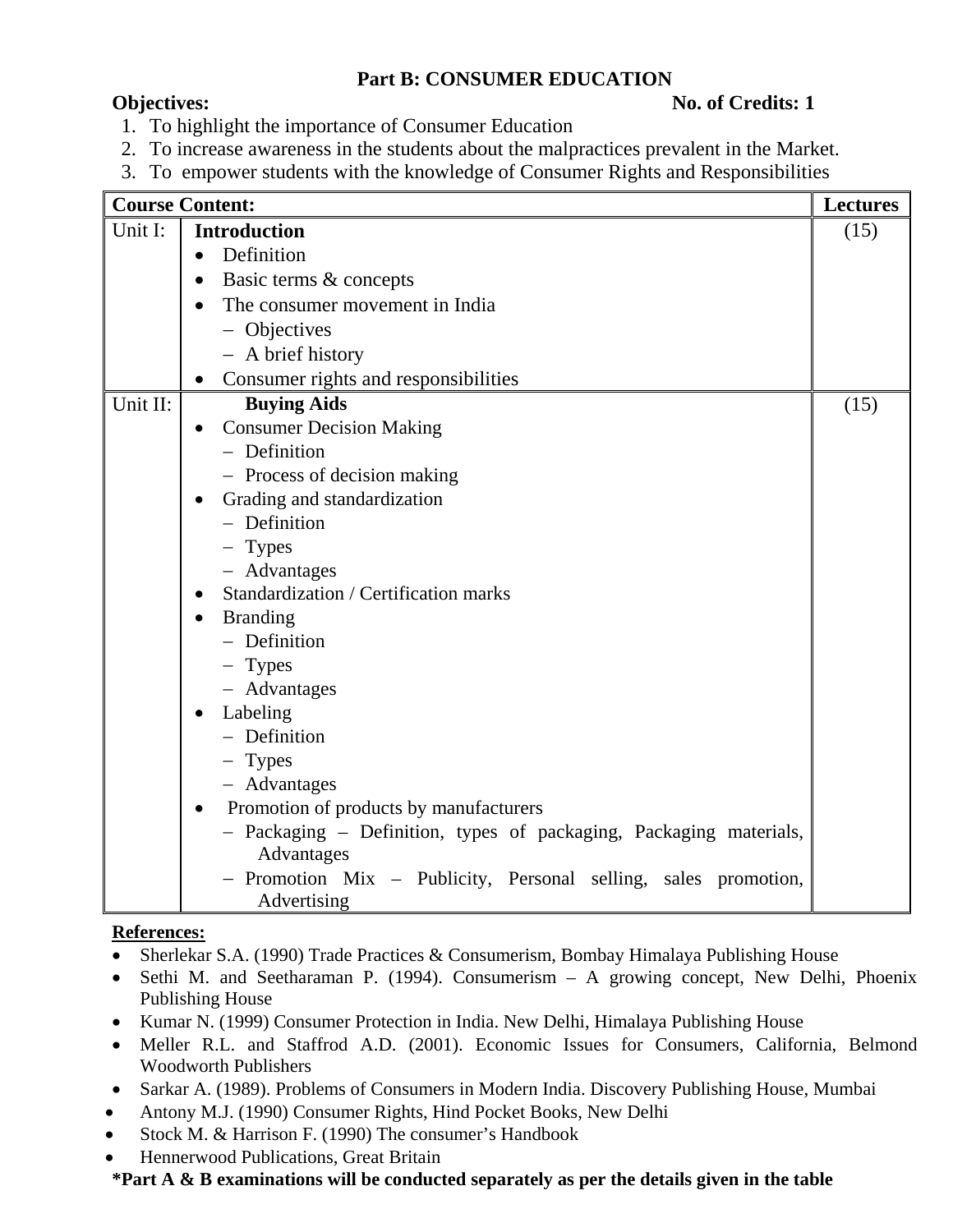## Part B: CONSUMER EDUCATION

**Objectives:** **No. of Credits: 1**

1. To highlight the importance of Consumer Education
2. To increase awareness in the students about the malpractices prevalent in the Market.
3. To empower students with the knowledge of Consumer Rights and Responsibilities

| Course Content: | | Lectures |
|---|---|---|
| Unit I: | **Introduction**<br>• Definition<br>• Basic terms & concepts<br>• The consumer movement in India<br>– Objectives<br>– A brief history<br>• Consumer rights and responsibilities | (15) |
| Unit II: | **Buying Aids**<br>• Consumer Decision Making<br>– Definition<br>– Process of decision making<br>• Grading and standardization<br>– Definition<br>– Types<br>– Advantages<br>• Standardization / Certification marks<br>• Branding<br>– Definition<br>– Types<br>– Advantages<br>• Labeling<br>– Definition<br>– Types<br>– Advantages<br>• Promotion of products by manufacturers<br>– Packaging – Definition, types of packaging, Packaging materials, Advantages<br>– Promotion Mix – Publicity, Personal selling, sales promotion, Advertising | (15) |

**References:**

- Sherlekar S.A. (1990) Trade Practices & Consumerism, Bombay Himalaya Publishing House
- Sethi M. and Seetharaman P. (1994). Consumerism – A growing concept, New Delhi, Phoenix Publishing House
- Kumar N. (1999) Consumer Protection in India. New Delhi, Himalaya Publishing House
- Meller R.L. and Staffrod A.D. (2001). Economic Issues for Consumers, California, Belmond Woodworth Publishers
- Sarkar A. (1989). Problems of Consumers in Modern India. Discovery Publishing House, Mumbai
- Antony M.J. (1990) Consumer Rights, Hind Pocket Books, New Delhi
- Stock M. & Harrison F. (1990) The consumer's Handbook
- Hennerwood Publications, Great Britain

**\*Part A & B examinations will be conducted separately as per the details given in the table**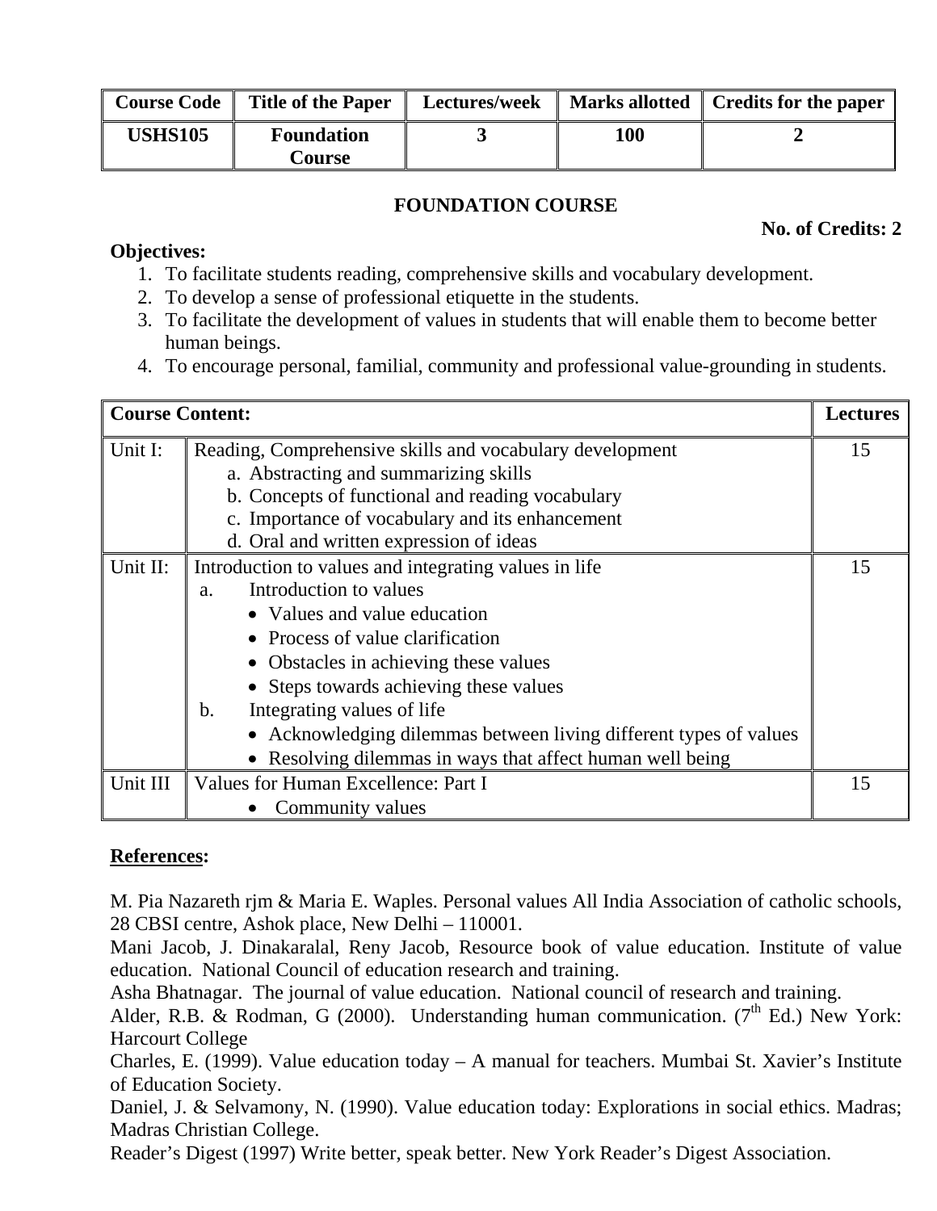| Course Code | Title of the Paper | Lectures/week | Marks allotted | Credits for the paper |
|---|---|---|---|---|
| **USHS105** | **Foundation Course** | **3** | **100** | **2** |

## FOUNDATION COURSE

**No. of Credits: 2**

**Objectives:**

1. To facilitate students reading, comprehensive skills and vocabulary development.
2. To develop a sense of professional etiquette in the students.
3. To facilitate the development of values in students that will enable them to become better human beings.
4. To encourage personal, familial, community and professional value-grounding in students.

| **Course Content:** | | **Lectures** |
|---|---|---|
| Unit I: | Reading, Comprehensive skills and vocabulary development<br>a. Abstracting and summarizing skills<br>b. Concepts of functional and reading vocabulary<br>c. Importance of vocabulary and its enhancement<br>d. Oral and written expression of ideas | 15 |
| Unit II: | Introduction to values and integrating values in life<br>a. Introduction to values<br>• Values and value education<br>• Process of value clarification<br>• Obstacles in achieving these values<br>• Steps towards achieving these values<br>b. Integrating values of life<br>• Acknowledging dilemmas between living different types of values<br>• Resolving dilemmas in ways that affect human well being | 15 |
| Unit III | Values for Human Excellence: Part I<br>• Community values | 15 |

**References:**

M. Pia Nazareth rjm & Maria E. Waples. Personal values All India Association of catholic schools, 28 CBSI centre, Ashok place, New Delhi – 110001.

Mani Jacob, J. Dinakaralal, Reny Jacob, Resource book of value education. Institute of value education. National Council of education research and training.

Asha Bhatnagar. The journal of value education. National council of research and training.

Alder, R.B. & Rodman, G (2000). Understanding human communication. (7th Ed.) New York: Harcourt College

Charles, E. (1999). Value education today – A manual for teachers. Mumbai St. Xavier's Institute of Education Society.

Daniel, J. & Selvamony, N. (1990). Value education today: Explorations in social ethics. Madras; Madras Christian College.

Reader's Digest (1997) Write better, speak better. New York Reader's Digest Association.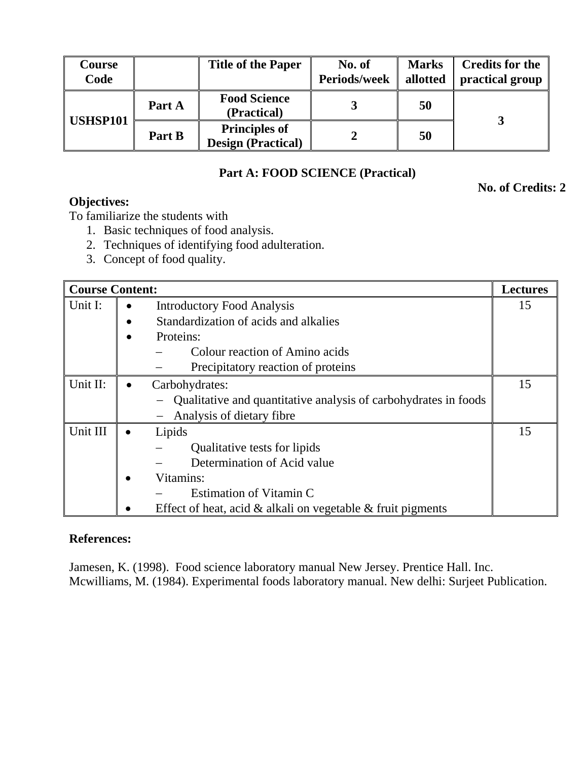| Course Code | | Title of the Paper | No. of Periods/week | Marks allotted | Credits for the practical group |
|---|---|---|---|---|---|
| USHSP101 | Part A | Food Science (Practical) | 3 | 50 | 3 |
| | Part B | Principles of Design (Practical) | 2 | 50 | |

## Part A: FOOD SCIENCE (Practical)

**No. of Credits: 2**

**Objectives:**

To familiarize the students with

1. Basic techniques of food analysis.
2. Techniques of identifying food adulteration.
3. Concept of food quality.

| Course Content: | | Lectures |
|---|---|---|
| Unit I: | • Introductory Food Analysis<br>• Standardization of acids and alkalies<br>• Proteins:<br>– Colour reaction of Amino acids<br>– Precipitatory reaction of proteins | 15 |
| Unit II: | • Carbohydrates:<br>– Qualitative and quantitative analysis of carbohydrates in foods<br>– Analysis of dietary fibre | 15 |
| Unit III | • Lipids<br>– Qualitative tests for lipids<br>– Determination of Acid value<br>• Vitamins:<br>– Estimation of Vitamin C<br>• Effect of heat, acid & alkali on vegetable & fruit pigments | 15 |

**References:**

Jamesen, K. (1998). Food science laboratory manual New Jersey. Prentice Hall. Inc.
Mcwilliams, M. (1984). Experimental foods laboratory manual. New delhi: Surjeet Publication.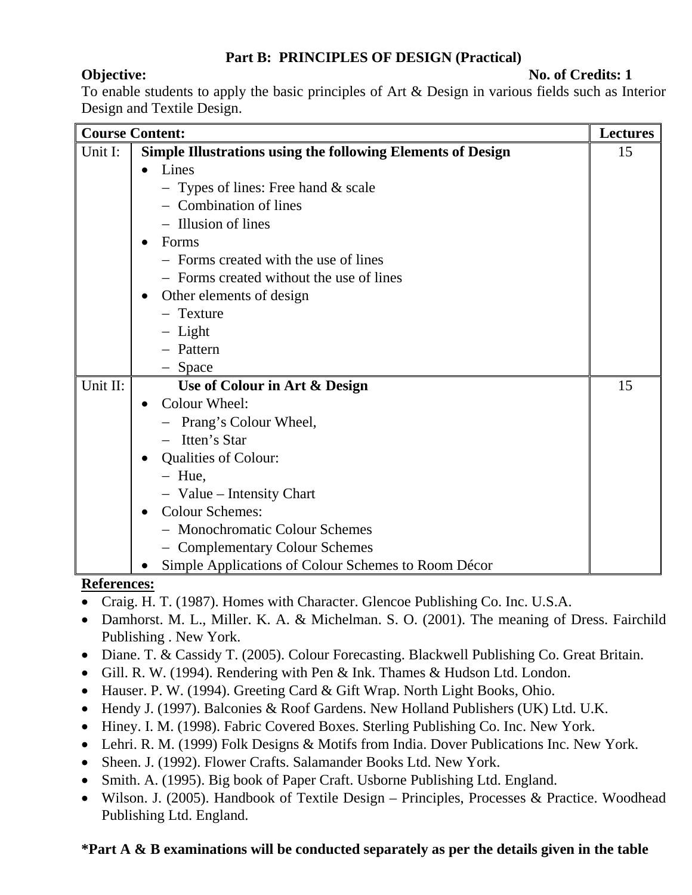## Part B: PRINCIPLES OF DESIGN (Practical)

**Objective:** **No. of Credits: 1**

To enable students to apply the basic principles of Art & Design in various fields such as Interior Design and Textile Design.

| Course Content: | | Lectures |
|---|---|---|
| Unit I: | **Simple Illustrations using the following Elements of Design**<br>• Lines<br>– Types of lines: Free hand & scale<br>– Combination of lines<br>– Illusion of lines<br>• Forms<br>– Forms created with the use of lines<br>– Forms created without the use of lines<br>• Other elements of design<br>– Texture<br>– Light<br>– Pattern<br>– Space | 15 |
| Unit II: | **Use of Colour in Art & Design**<br>• Colour Wheel:<br>– Prang's Colour Wheel,<br>– Itten's Star<br>• Qualities of Colour:<br>– Hue,<br>– Value – Intensity Chart<br>• Colour Schemes:<br>– Monochromatic Colour Schemes<br>– Complementary Colour Schemes<br>• Simple Applications of Colour Schemes to Room Décor | 15 |

**References:**

- Craig. H. T. (1987). Homes with Character. Glencoe Publishing Co. Inc. U.S.A.
- Damhorst. M. L., Miller. K. A. & Michelman. S. O. (2001). The meaning of Dress. Fairchild Publishing . New York.
- Diane. T. & Cassidy T. (2005). Colour Forecasting. Blackwell Publishing Co. Great Britain.
- Gill. R. W. (1994). Rendering with Pen & Ink. Thames & Hudson Ltd. London.
- Hauser. P. W. (1994). Greeting Card & Gift Wrap. North Light Books, Ohio.
- Hendy J. (1997). Balconies & Roof Gardens. New Holland Publishers (UK) Ltd. U.K.
- Hiney. I. M. (1998). Fabric Covered Boxes. Sterling Publishing Co. Inc. New York.
- Lehri. R. M. (1999) Folk Designs & Motifs from India. Dover Publications Inc. New York.
- Sheen. J. (1992). Flower Crafts. Salamander Books Ltd. New York.
- Smith. A. (1995). Big book of Paper Craft. Usborne Publishing Ltd. England.
- Wilson. J. (2005). Handbook of Textile Design – Principles, Processes & Practice. Woodhead Publishing Ltd. England.

**\*Part A & B examinations will be conducted separately as per the details given in the table**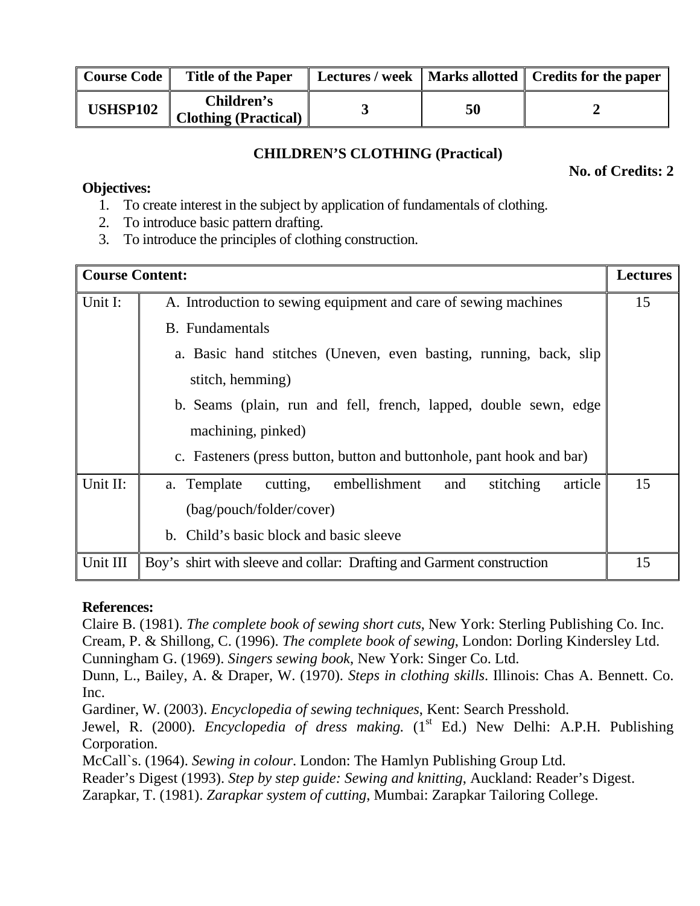| Course Code | Title of the Paper | Lectures / week | Marks allotted | Credits for the paper |
|---|---|---|---|---|
| USHSP102 | Children's Clothing (Practical) | 3 | 50 | 2 |

## CHILDREN'S CLOTHING (Practical)

**No. of Credits: 2**

**Objectives:**

1. To create interest in the subject by application of fundamentals of clothing.
2. To introduce basic pattern drafting.
3. To introduce the principles of clothing construction.

| Course Content: | | Lectures |
|---|---|---|
| Unit I: | A. Introduction to sewing equipment and care of sewing machines<br>B. Fundamentals<br>a. Basic hand stitches (Uneven, even basting, running, back, slip stitch, hemming)<br>b. Seams (plain, run and fell, french, lapped, double sewn, edge machining, pinked)<br>c. Fasteners (press button, button and buttonhole, pant hook and bar) | 15 |
| Unit II: | a. Template cutting, embellishment and stitching article (bag/pouch/folder/cover)<br>b. Child's basic block and basic sleeve | 15 |
| Unit III | Boy's shirt with sleeve and collar: Drafting and Garment construction | 15 |

**References:**

Claire B. (1981). *The complete book of sewing short cuts*, New York: Sterling Publishing Co. Inc.
Cream, P. & Shillong, C. (1996). *The complete book of sewing*, London: Dorling Kindersley Ltd.
Cunningham G. (1969). *Singers sewing book*, New York: Singer Co. Ltd.
Dunn, L., Bailey, A. & Draper, W. (1970). *Steps in clothing skills*. Illinois: Chas A. Bennett. Co. Inc.
Gardiner, W. (2003). *Encyclopedia of sewing techniques*, Kent: Search Presshold.
Jewel, R. (2000). *Encyclopedia of dress making.* (1st Ed.) New Delhi: A.P.H. Publishing Corporation.
McCall`s. (1964). *Sewing in colour*. London: The Hamlyn Publishing Group Ltd.
Reader's Digest (1993). *Step by step guide: Sewing and knitting*, Auckland: Reader's Digest.
Zarapkar, T. (1981). *Zarapkar system of cutting*, Mumbai: Zarapkar Tailoring College.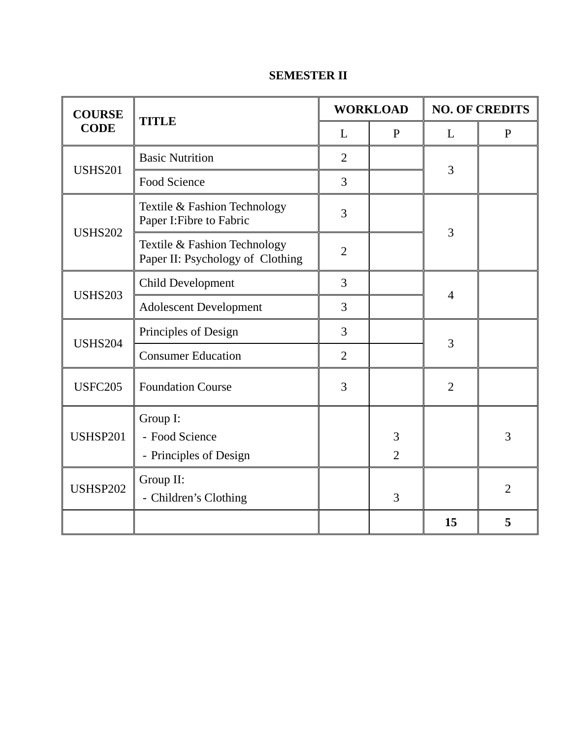## SEMESTER II

| COURSE CODE | TITLE | WORKLOAD | | NO. OF CREDITS | |
|---|---|---|---|---|---|
| | | L | P | L | P |
| USHS201 | Basic Nutrition | 2 | | 3 | |
| | Food Science | 3 | | | |
| USHS202 | Textile & Fashion Technology Paper I:Fibre to Fabric | 3 | | 3 | |
| | Textile & Fashion Technology Paper II: Psychology of Clothing | 2 | | | |
| USHS203 | Child Development | 3 | | 4 | |
| | Adolescent Development | 3 | | | |
| USHS204 | Principles of Design | 3 | | 3 | |
| | Consumer Education | 2 | | | |
| USFC205 | Foundation Course | 3 | | 2 | |
| USHSP201 | Group I:<br>- Food Science<br>- Principles of Design | | 3<br>2 | | 3 |
| USHSP202 | Group II:<br>- Children's Clothing | | 3 | | 2 |
| | | | | **15** | **5** |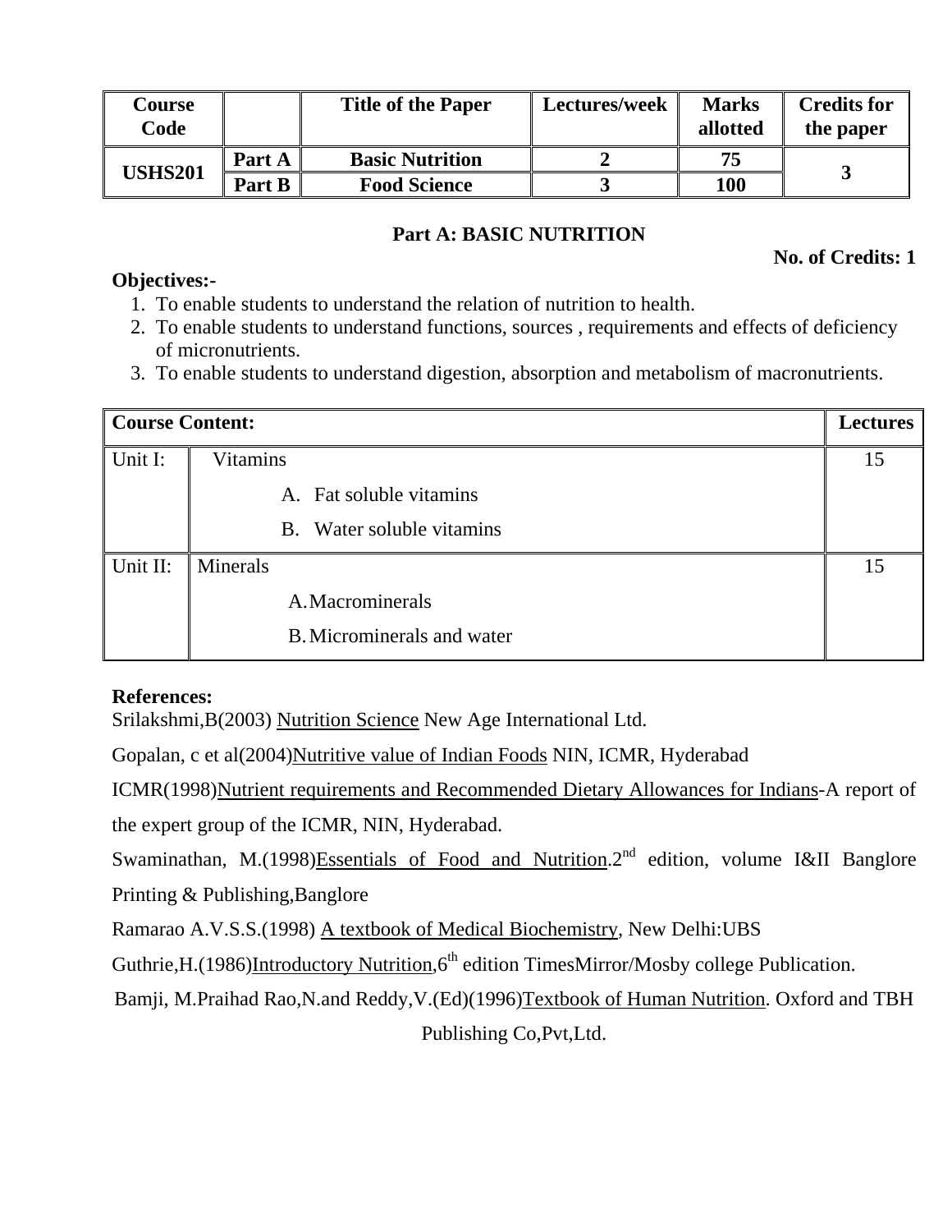| Course Code | | Title of the Paper | Lectures/week | Marks allotted | Credits for the paper |
|---|---|---|---|---|---|
| **USHS201** | **Part A** | **Basic Nutrition** | **2** | **75** | **3** |
| | **Part B** | **Food Science** | **3** | **100** | |

## Part A: BASIC NUTRITION

**No. of Credits: 1**

**Objectives:-**

1. To enable students to understand the relation of nutrition to health.
2. To enable students to understand functions, sources , requirements and effects of deficiency of micronutrients.
3. To enable students to understand digestion, absorption and metabolism of macronutrients.

| Course Content: | | Lectures |
|---|---|---|
| Unit I: | Vitamins<br>A. Fat soluble vitamins<br>B. Water soluble vitamins | 15 |
| Unit II: | Minerals<br>A. Macrominerals<br>B. Microminerals and water | 15 |

**References:**

Srilakshmi,B(2003) Nutrition Science New Age International Ltd.

Gopalan, c et al(2004)Nutritive value of Indian Foods NIN, ICMR, Hyderabad

ICMR(1998)Nutrient requirements and Recommended Dietary Allowances for Indians-A report of the expert group of the ICMR, NIN, Hyderabad.

Swaminathan, M.(1998)Essentials of Food and Nutrition.2nd edition, volume I&II Banglore Printing & Publishing,Banglore

Ramarao A.V.S.S.(1998) A textbook of Medical Biochemistry, New Delhi:UBS

Guthrie,H.(1986)Introductory Nutrition,6th edition TimesMirror/Mosby college Publication.

Bamji, M.Praihad Rao,N.and Reddy,V.(Ed)(1996)Textbook of Human Nutrition. Oxford and TBH Publishing Co,Pvt,Ltd.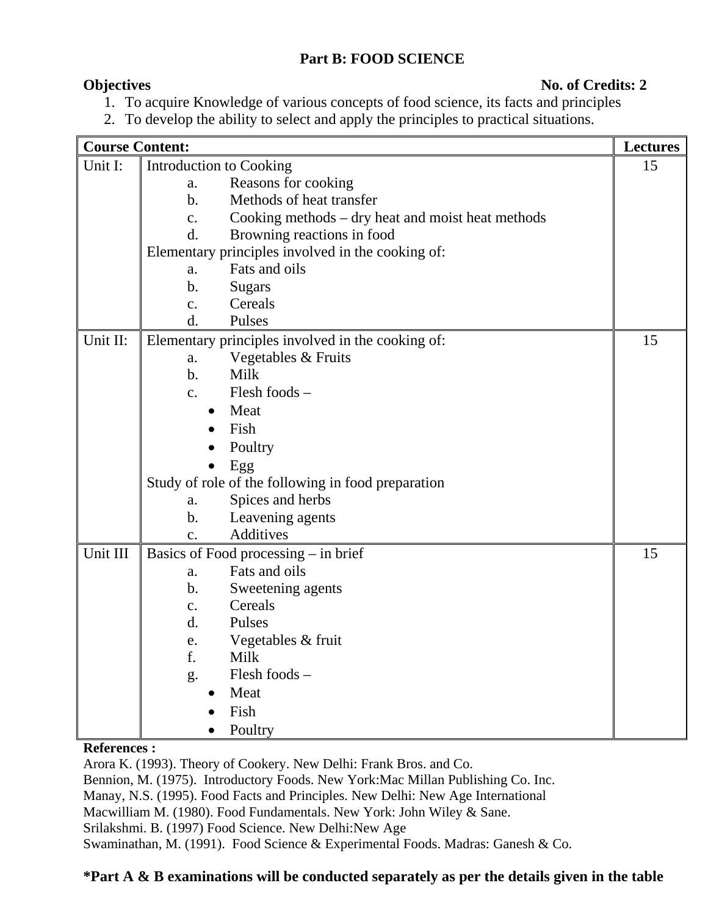## Part B: FOOD SCIENCE

**Objectives** **No. of Credits: 2**

1. To acquire Knowledge of various concepts of food science, its facts and principles
2. To develop the ability to select and apply the principles to practical situations.

| Course Content: | | Lectures |
|---|---|---|
| Unit I: | Introduction to Cooking<br>a. Reasons for cooking<br>b. Methods of heat transfer<br>c. Cooking methods – dry heat and moist heat methods<br>d. Browning reactions in food<br>Elementary principles involved in the cooking of:<br>a. Fats and oils<br>b. Sugars<br>c. Cereals<br>d. Pulses | 15 |
| Unit II: | Elementary principles involved in the cooking of:<br>a. Vegetables & Fruits<br>b. Milk<br>c. Flesh foods –<br>• Meat<br>• Fish<br>• Poultry<br>• Egg<br>Study of role of the following in food preparation<br>a. Spices and herbs<br>b. Leavening agents<br>c. Additives | 15 |
| Unit III | Basics of Food processing – in brief<br>a. Fats and oils<br>b. Sweetening agents<br>c. Cereals<br>d. Pulses<br>e. Vegetables & fruit<br>f. Milk<br>g. Flesh foods –<br>• Meat<br>• Fish<br>• Poultry | 15 |

**References :**

Arora K. (1993). Theory of Cookery. New Delhi: Frank Bros. and Co.
Bennion, M. (1975). Introductory Foods. New York:Mac Millan Publishing Co. Inc.
Manay, N.S. (1995). Food Facts and Principles. New Delhi: New Age International
Macwilliam M. (1980). Food Fundamentals. New York: John Wiley & Sane.
Srilakshmi. B. (1997) Food Science. New Delhi:New Age
Swaminathan, M. (1991). Food Science & Experimental Foods. Madras: Ganesh & Co.

**\*Part A & B examinations will be conducted separately as per the details given in the table**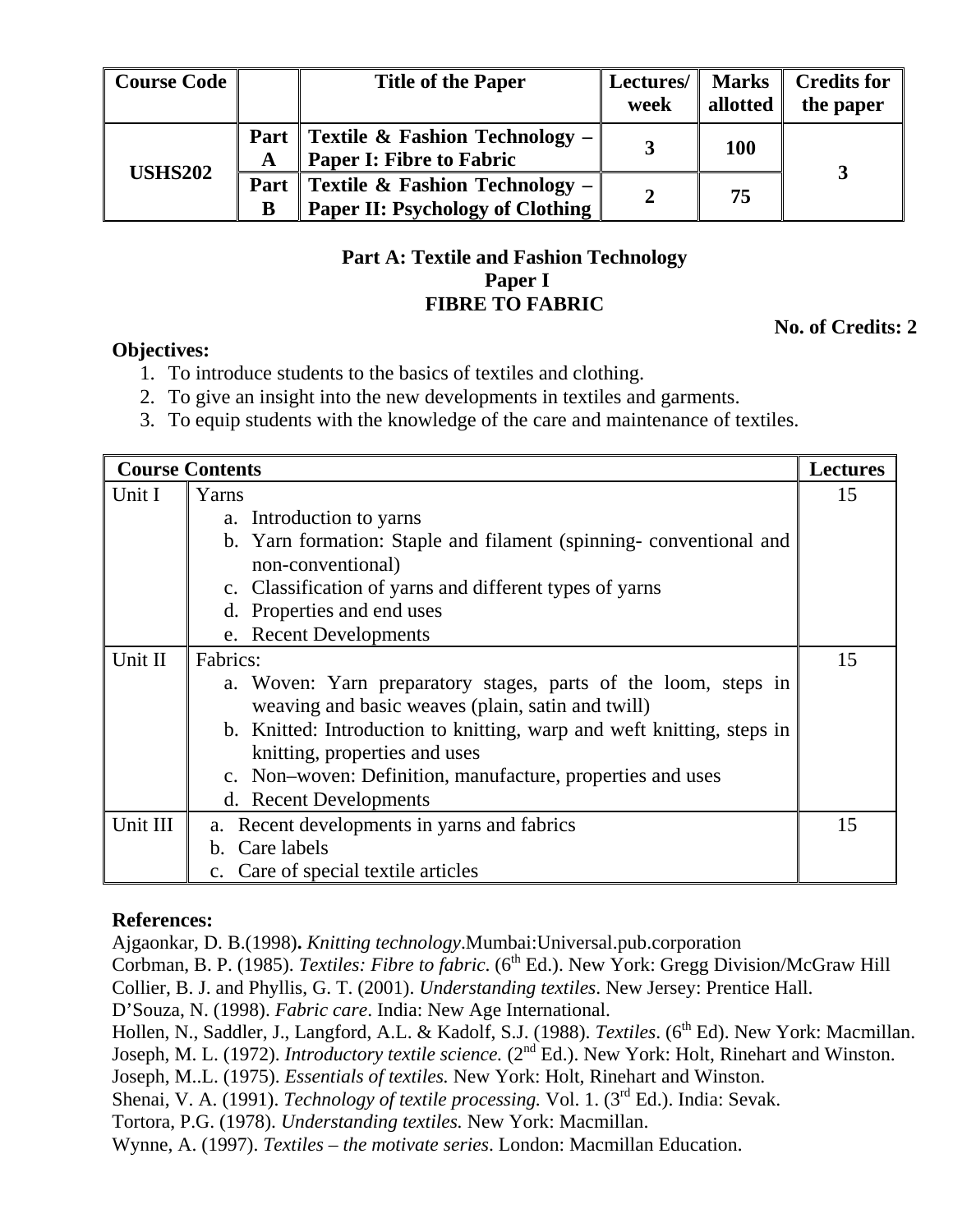| Course Code | | Title of the Paper | Lectures/ week | Marks allotted | Credits for the paper |
|---|---|---|---|---|---|
| USHS202 | Part A | Textile & Fashion Technology – Paper I: Fibre to Fabric | 3 | 100 | 3 |
| | Part B | Textile & Fashion Technology – Paper II: Psychology of Clothing | 2 | 75 | |

## Part A: Textile and Fashion Technology
## Paper I
## FIBRE TO FABRIC

**No. of Credits: 2**

**Objectives:**

1. To introduce students to the basics of textiles and clothing.
2. To give an insight into the new developments in textiles and garments.
3. To equip students with the knowledge of the care and maintenance of textiles.

| Course Contents | | Lectures |
|---|---|---|
| Unit I | Yarns<br>a. Introduction to yarns<br>b. Yarn formation: Staple and filament (spinning- conventional and non-conventional)<br>c. Classification of yarns and different types of yarns<br>d. Properties and end uses<br>e. Recent Developments | 15 |
| Unit II | Fabrics:<br>a. Woven: Yarn preparatory stages, parts of the loom, steps in weaving and basic weaves (plain, satin and twill)<br>b. Knitted: Introduction to knitting, warp and weft knitting, steps in knitting, properties and uses<br>c. Non–woven: Definition, manufacture, properties and uses<br>d. Recent Developments | 15 |
| Unit III | a. Recent developments in yarns and fabrics<br>b. Care labels<br>c. Care of special textile articles | 15 |

**References:**

Ajgaonkar, D. B.(1998)**.** *Knitting technology*.Mumbai:Universal.pub.corporation

Corbman, B. P. (1985). *Textiles: Fibre to fabric*. (6th Ed.). New York: Gregg Division/McGraw Hill

Collier, B. J. and Phyllis, G. T. (2001). *Understanding textiles*. New Jersey: Prentice Hall.

D'Souza, N. (1998). *Fabric care*. India: New Age International.

Hollen, N., Saddler, J., Langford, A.L. & Kadolf, S.J. (1988). *Textiles*. (6th Ed). New York: Macmillan.

Joseph, M. L. (1972). *Introductory textile science.* (2nd Ed.). New York: Holt, Rinehart and Winston.

Joseph, M..L. (1975). *Essentials of textiles.* New York: Holt, Rinehart and Winston.

Shenai, V. A. (1991). *Technology of textile processing.* Vol. 1. (3rd Ed.). India: Sevak.

Tortora, P.G. (1978). *Understanding textiles.* New York: Macmillan.

Wynne, A. (1997). *Textiles – the motivate series*. London: Macmillan Education.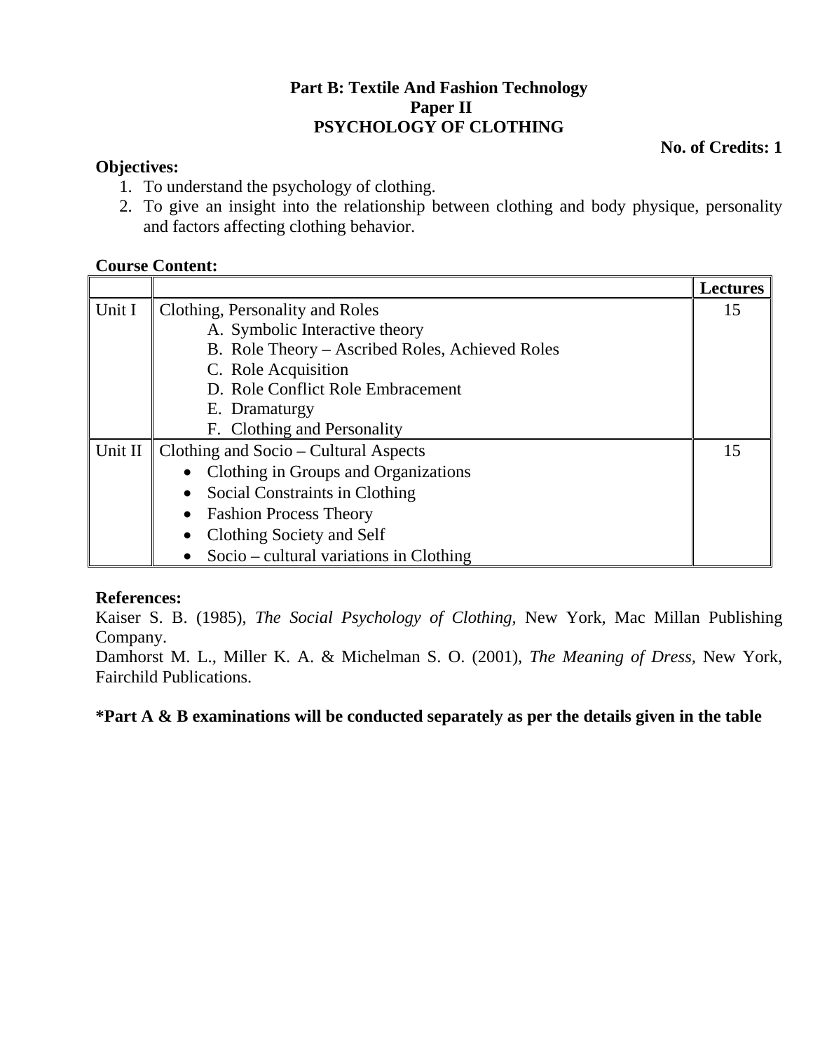**Part B: Textile And Fashion Technology**
**Paper II**
**PSYCHOLOGY OF CLOTHING**

**No. of Credits: 1**

**Objectives:**

1. To understand the psychology of clothing.
2. To give an insight into the relationship between clothing and body physique, personality and factors affecting clothing behavior.

**Course Content:**

| | | **Lectures** |
|---|---|---|
| Unit I | Clothing, Personality and Roles<br>A. Symbolic Interactive theory<br>B. Role Theory – Ascribed Roles, Achieved Roles<br>C. Role Acquisition<br>D. Role Conflict Role Embracement<br>E. Dramaturgy<br>F. Clothing and Personality | 15 |
| Unit II | Clothing and Socio – Cultural Aspects<br>• Clothing in Groups and Organizations<br>• Social Constraints in Clothing<br>• Fashion Process Theory<br>• Clothing Society and Self<br>• Socio – cultural variations in Clothing | 15 |

**References:**

Kaiser S. B. (1985), *The Social Psychology of Clothing,* New York, Mac Millan Publishing Company.

Damhorst M. L., Miller K. A. & Michelman S. O. (2001), *The Meaning of Dress,* New York, Fairchild Publications.

**\*Part A & B examinations will be conducted separately as per the details given in the table**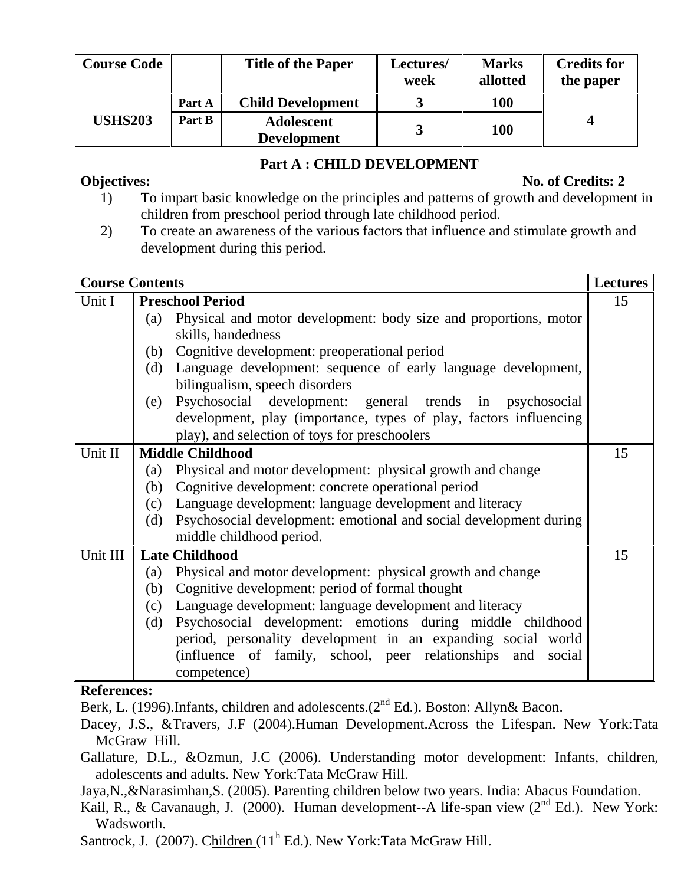| Course Code | | Title of the Paper | Lectures/ week | Marks allotted | Credits for the paper |
|---|---|---|---|---|---|
| USHS203 | Part A | Child Development | 3 | 100 | 4 |
| | Part B | Adolescent Development | 3 | 100 | |

## Part A : CHILD DEVELOPMENT

**Objectives:** **No. of Credits: 2**

1) To impart basic knowledge on the principles and patterns of growth and development in children from preschool period through late childhood period.
2) To create an awareness of the various factors that influence and stimulate growth and development during this period.

| Course Contents | | Lectures |
|---|---|---|
| Unit I | **Preschool Period**<br>(a) Physical and motor development: body size and proportions, motor skills, handedness<br>(b) Cognitive development: preoperational period<br>(d) Language development: sequence of early language development, bilingualism, speech disorders<br>(e) Psychosocial development: general trends in psychosocial development, play (importance, types of play, factors influencing play), and selection of toys for preschoolers | 15 |
| Unit II | **Middle Childhood**<br>(a) Physical and motor development: physical growth and change<br>(b) Cognitive development: concrete operational period<br>(c) Language development: language development and literacy<br>(d) Psychosocial development: emotional and social development during middle childhood period. | 15 |
| Unit III | **Late Childhood**<br>(a) Physical and motor development: physical growth and change<br>(b) Cognitive development: period of formal thought<br>(c) Language development: language development and literacy<br>(d) Psychosocial development: emotions during middle childhood period, personality development in an expanding social world (influence of family, school, peer relationships and social competence) | 15 |

**References:**

Berk, L. (1996).Infants, children and adolescents.(2nd Ed.). Boston: Allyn& Bacon.

Dacey, J.S., &Travers, J.F (2004).Human Development.Across the Lifespan. New York:Tata McGraw Hill.

Gallature, D.L., &Ozmun, J.C (2006). Understanding motor development: Infants, children, adolescents and adults. New York:Tata McGraw Hill.

Jaya,N.,&Narasimhan,S. (2005). Parenting children below two years. India: Abacus Foundation.

Kail, R., & Cavanaugh, J. (2000). Human development--A life-span view (2nd Ed.). New York: Wadsworth.

Santrock, J. (2007). Children (11h Ed.). New York:Tata McGraw Hill.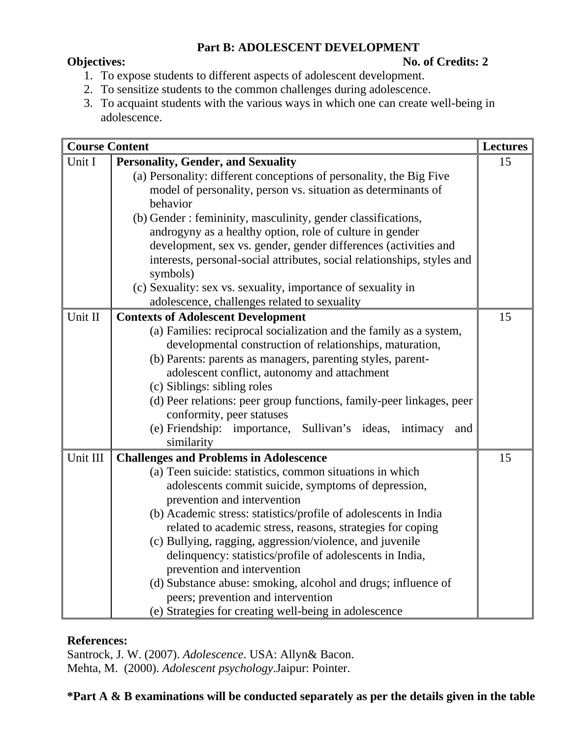## Part B: ADOLESCENT DEVELOPMENT

**Objectives:** **No. of Credits: 2**

1. To expose students to different aspects of adolescent development.
2. To sensitize students to the common challenges during adolescence.
3. To acquaint students with the various ways in which one can create well-being in adolescence.

| Course Content | | Lectures |
|---|---|---|
| Unit I | **Personality, Gender, and Sexuality**<br>(a) Personality: different conceptions of personality, the Big Five model of personality, person vs. situation as determinants of behavior<br>(b) Gender : femininity, masculinity, gender classifications, androgyny as a healthy option, role of culture in gender development, sex vs. gender, gender differences (activities and interests, personal-social attributes, social relationships, styles and symbols)<br>(c) Sexuality: sex vs. sexuality, importance of sexuality in adolescence, challenges related to sexuality | 15 |
| Unit II | **Contexts of Adolescent Development**<br>(a) Families: reciprocal socialization and the family as a system, developmental construction of relationships, maturation,<br>(b) Parents: parents as managers, parenting styles, parent-adolescent conflict, autonomy and attachment<br>(c) Siblings: sibling roles<br>(d) Peer relations: peer group functions, family-peer linkages, peer conformity, peer statuses<br>(e) Friendship: importance, Sullivan's ideas, intimacy and similarity | 15 |
| Unit III | **Challenges and Problems in Adolescence**<br>(a) Teen suicide: statistics, common situations in which adolescents commit suicide, symptoms of depression, prevention and intervention<br>(b) Academic stress: statistics/profile of adolescents in India related to academic stress, reasons, strategies for coping<br>(c) Bullying, ragging, aggression/violence, and juvenile delinquency: statistics/profile of adolescents in India, prevention and intervention<br>(d) Substance abuse: smoking, alcohol and drugs; influence of peers; prevention and intervention<br>(e) Strategies for creating well-being in adolescence | 15 |

**References:**

Santrock, J. W. (2007). *Adolescence*. USA: Allyn& Bacon.

Mehta, M. (2000). *Adolescent psychology*.Jaipur: Pointer.

**\*Part A & B examinations will be conducted separately as per the details given in the table**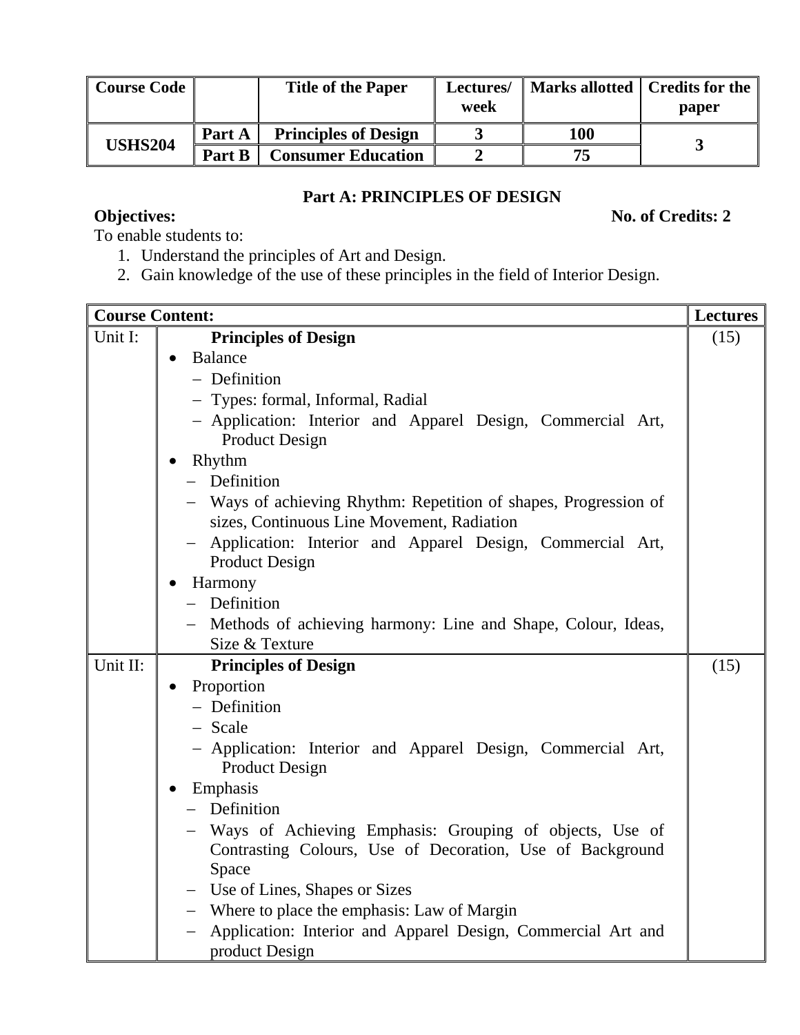| Course Code | | Title of the Paper | Lectures/ week | Marks allotted | Credits for the paper |
|---|---|---|---|---|---|
| **USHS204** | **Part A** | **Principles of Design** | **3** | **100** | **3** |
| | **Part B** | **Consumer Education** | **2** | **75** | |

## Part A: PRINCIPLES OF DESIGN

**Objectives:** **No. of Credits: 2**

To enable students to:

1. Understand the principles of Art and Design.
2. Gain knowledge of the use of these principles in the field of Interior Design.

| Course Content: | | Lectures |
|---|---|---|
| Unit I: | **Principles of Design**<br>• Balance<br>– Definition<br>– Types: formal, Informal, Radial<br>– Application: Interior and Apparel Design, Commercial Art, Product Design<br>• Rhythm<br>– Definition<br>– Ways of achieving Rhythm: Repetition of shapes, Progression of sizes, Continuous Line Movement, Radiation<br>– Application: Interior and Apparel Design, Commercial Art, Product Design<br>• Harmony<br>– Definition<br>– Methods of achieving harmony: Line and Shape, Colour, Ideas, Size & Texture | (15) |
| Unit II: | **Principles of Design**<br>• Proportion<br>– Definition<br>– Scale<br>– Application: Interior and Apparel Design, Commercial Art, Product Design<br>• Emphasis<br>– Definition<br>– Ways of Achieving Emphasis: Grouping of objects, Use of Contrasting Colours, Use of Decoration, Use of Background Space<br>– Use of Lines, Shapes or Sizes<br>– Where to place the emphasis: Law of Margin<br>– Application: Interior and Apparel Design, Commercial Art and product Design | (15) |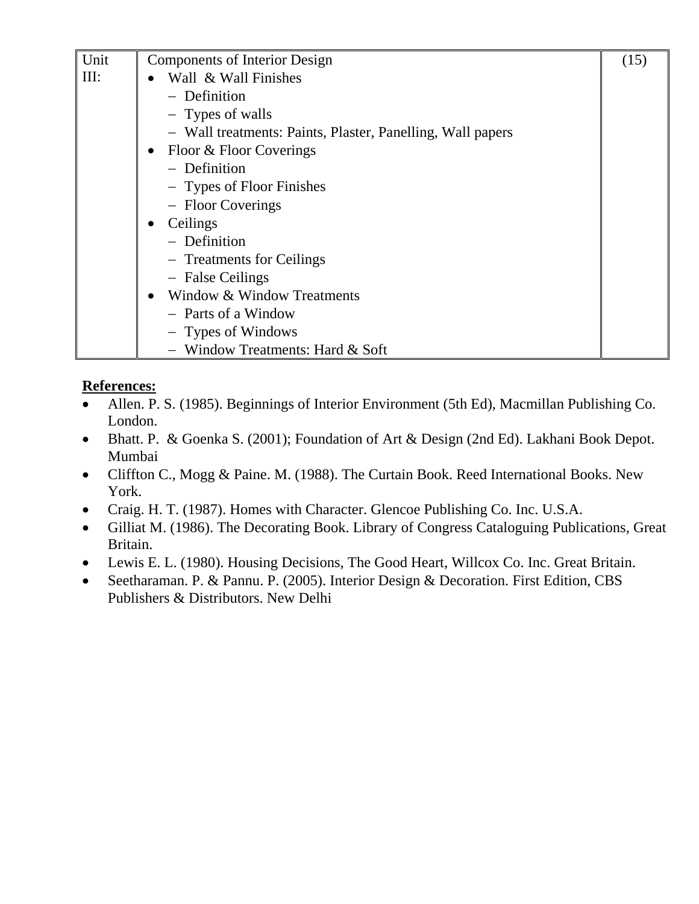| Unit III: | Components of Interior Design<br>• Wall & Wall Finishes<br>– Definition<br>– Types of walls<br>– Wall treatments: Paints, Plaster, Panelling, Wall papers<br>• Floor & Floor Coverings<br>– Definition<br>– Types of Floor Finishes<br>– Floor Coverings<br>• Ceilings<br>– Definition<br>– Treatments for Ceilings<br>– False Ceilings<br>• Window & Window Treatments<br>– Parts of a Window<br>– Types of Windows<br>– Window Treatments: Hard & Soft | (15) |
|---|---|---|

**References:**

- Allen. P. S. (1985). Beginnings of Interior Environment (5th Ed), Macmillan Publishing Co. London.
- Bhatt. P. & Goenka S. (2001); Foundation of Art & Design (2nd Ed). Lakhani Book Depot. Mumbai
- Cliffton C., Mogg & Paine. M. (1988). The Curtain Book. Reed International Books. New York.
- Craig. H. T. (1987). Homes with Character. Glencoe Publishing Co. Inc. U.S.A.
- Gilliat M. (1986). The Decorating Book. Library of Congress Cataloguing Publications, Great Britain.
- Lewis E. L. (1980). Housing Decisions, The Good Heart, Willcox Co. Inc. Great Britain.
- Seetharaman. P. & Pannu. P. (2005). Interior Design & Decoration. First Edition, CBS Publishers & Distributors. New Delhi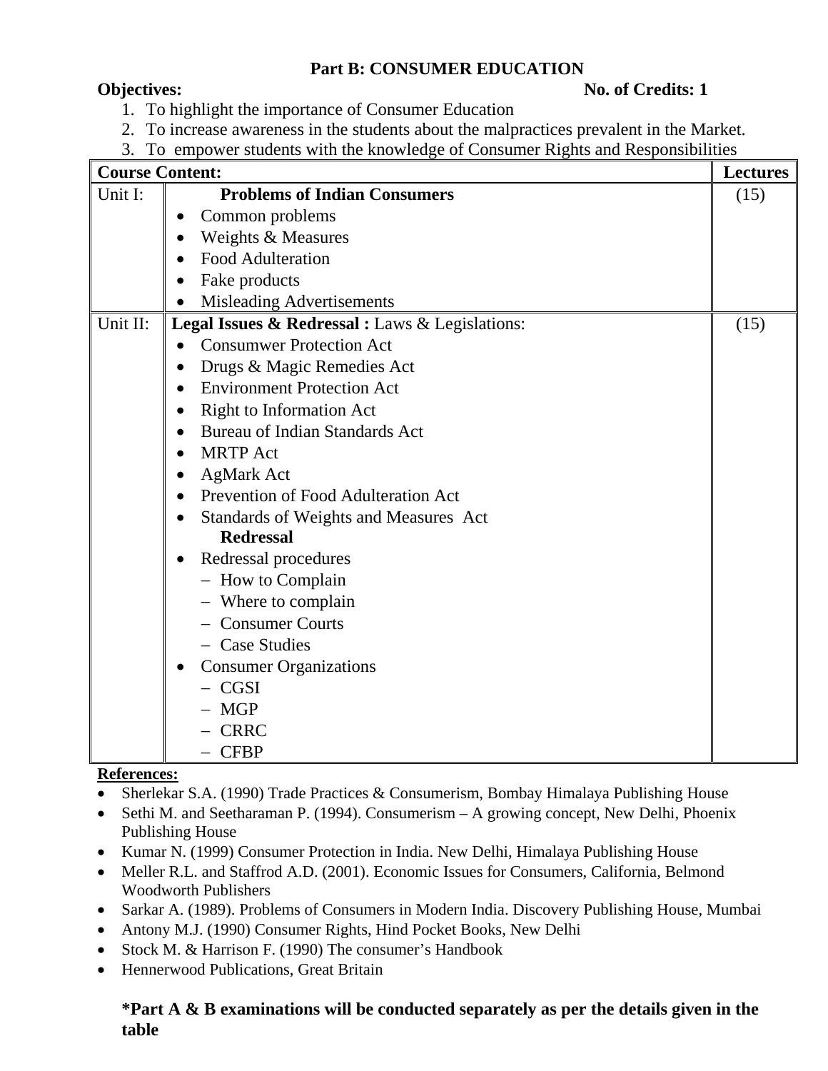## Part B: CONSUMER EDUCATION

**Objectives:** **No. of Credits: 1**

1. To highlight the importance of Consumer Education
2. To increase awareness in the students about the malpractices prevalent in the Market.
3. To empower students with the knowledge of Consumer Rights and Responsibilities

| **Course Content:** | | **Lectures** |
|---|---|---|
| Unit I: | **Problems of Indian Consumers**<br>• Common problems<br>• Weights & Measures<br>• Food Adulteration<br>• Fake products<br>• Misleading Advertisements | (15) |
| Unit II: | **Legal Issues & Redressal :** Laws & Legislations:<br>• Consumwer Protection Act<br>• Drugs & Magic Remedies Act<br>• Environment Protection Act<br>• Right to Information Act<br>• Bureau of Indian Standards Act<br>• MRTP Act<br>• AgMark Act<br>• Prevention of Food Adulteration Act<br>• Standards of Weights and Measures Act<br>**Redressal**<br>• Redressal procedures<br>– How to Complain<br>– Where to complain<br>– Consumer Courts<br>– Case Studies<br>• Consumer Organizations<br>– CGSI<br>– MGP<br>– CRRC<br>– CFBP | (15) |

**References:**

- Sherlekar S.A. (1990) Trade Practices & Consumerism, Bombay Himalaya Publishing House
- Sethi M. and Seetharaman P. (1994). Consumerism – A growing concept, New Delhi, Phoenix Publishing House
- Kumar N. (1999) Consumer Protection in India. New Delhi, Himalaya Publishing House
- Meller R.L. and Staffrod A.D. (2001). Economic Issues for Consumers, California, Belmond Woodworth Publishers
- Sarkar A. (1989). Problems of Consumers in Modern India. Discovery Publishing House, Mumbai
- Antony M.J. (1990) Consumer Rights, Hind Pocket Books, New Delhi
- Stock M. & Harrison F. (1990) The consumer's Handbook
- Hennerwood Publications, Great Britain

**\*Part A & B examinations will be conducted separately as per the details given in the table**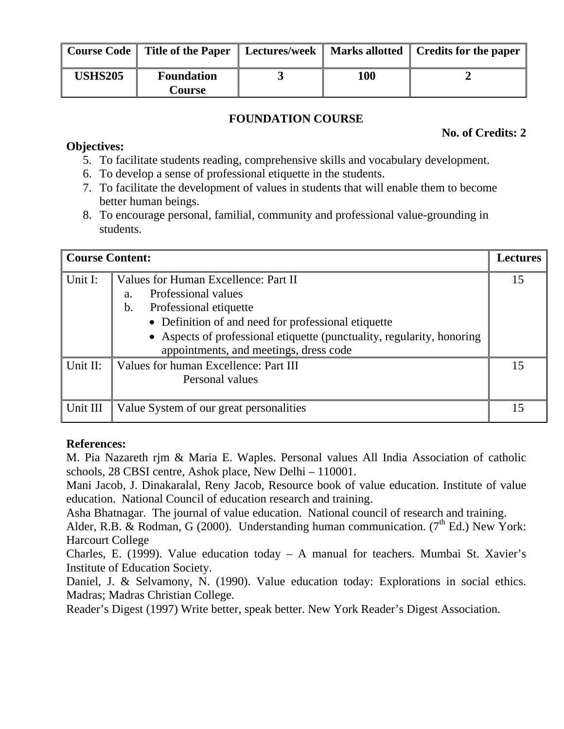| Course Code | Title of the Paper | Lectures/week | Marks allotted | Credits for the paper |
|---|---|---|---|---|
| **USHS205** | **Foundation Course** | **3** | **100** | **2** |

## FOUNDATION COURSE

**No. of Credits: 2**

**Objectives:**

5. To facilitate students reading, comprehensive skills and vocabulary development.
6. To develop a sense of professional etiquette in the students.
7. To facilitate the development of values in students that will enable them to become better human beings.
8. To encourage personal, familial, community and professional value-grounding in students.

| **Course Content:** | | **Lectures** |
|---|---|---|
| Unit I: | Values for Human Excellence: Part II<br>a. Professional values<br>b. Professional etiquette<br>• Definition of and need for professional etiquette<br>• Aspects of professional etiquette (punctuality, regularity, honoring appointments, and meetings, dress code | 15 |
| Unit II: | Values for human Excellence: Part III<br>Personal values | 15 |
| Unit III | Value System of our great personalities | 15 |

**References:**

M. Pia Nazareth rjm & Maria E. Waples. Personal values All India Association of catholic schools, 28 CBSI centre, Ashok place, New Delhi – 110001.

Mani Jacob, J. Dinakaralal, Reny Jacob, Resource book of value education. Institute of value education. National Council of education research and training.

Asha Bhatnagar. The journal of value education. National council of research and training.

Alder, R.B. & Rodman, G (2000). Understanding human communication. (7th Ed.) New York: Harcourt College

Charles, E. (1999). Value education today – A manual for teachers. Mumbai St. Xavier's Institute of Education Society.

Daniel, J. & Selvamony, N. (1990). Value education today: Explorations in social ethics. Madras; Madras Christian College.

Reader's Digest (1997) Write better, speak better. New York Reader's Digest Association.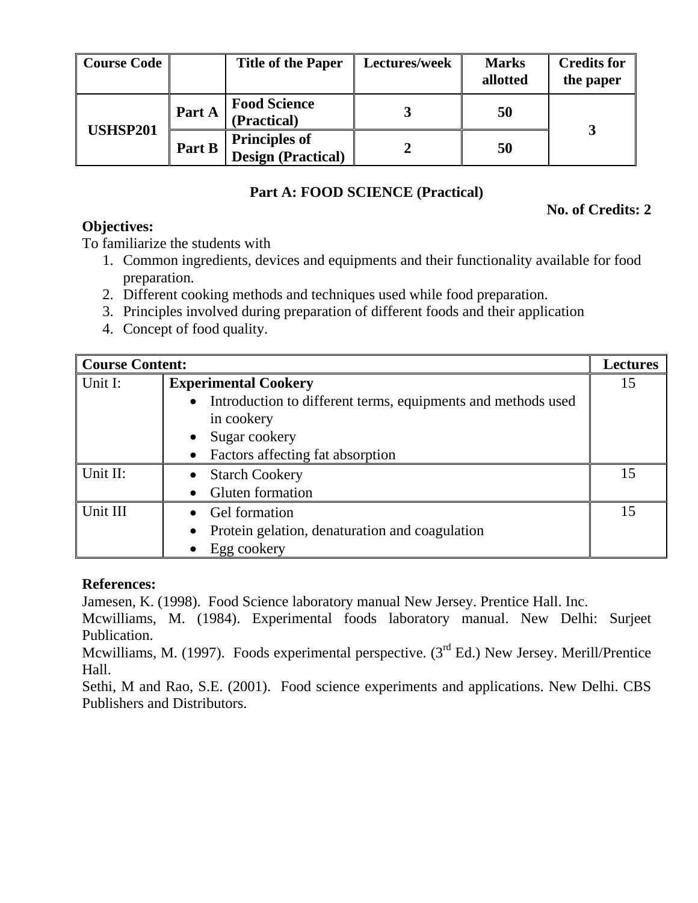| Course Code | | Title of the Paper | Lectures/week | Marks allotted | Credits for the paper |
|---|---|---|---|---|---|
| USHSP201 | Part A | **Food Science (Practical)** | 3 | 50 | 3 |
| | Part B | **Principles of Design (Practical)** | 2 | 50 | |

## Part A: FOOD SCIENCE (Practical)

**No. of Credits: 2**

**Objectives:**

To familiarize the students with

1. Common ingredients, devices and equipments and their functionality available for food preparation.
2. Different cooking methods and techniques used while food preparation.
3. Principles involved during preparation of different foods and their application
4. Concept of food quality.

| Course Content: | | Lectures |
|---|---|---|
| Unit I: | **Experimental Cookery**<br>• Introduction to different terms, equipments and methods used in cookery<br>• Sugar cookery<br>• Factors affecting fat absorption | 15 |
| Unit II: | • Starch Cookery<br>• Gluten formation | 15 |
| Unit III | • Gel formation<br>• Protein gelation, denaturation and coagulation<br>• Egg cookery | 15 |

**References:**

Jamesen, K. (1998). Food Science laboratory manual New Jersey. Prentice Hall. Inc.

Mcwilliams, M. (1984). Experimental foods laboratory manual. New Delhi: Surjeet Publication.

Mcwilliams, M. (1997). Foods experimental perspective. (3rd Ed.) New Jersey. Merill/Prentice Hall.

Sethi, M and Rao, S.E. (2001). Food science experiments and applications. New Delhi. CBS Publishers and Distributors.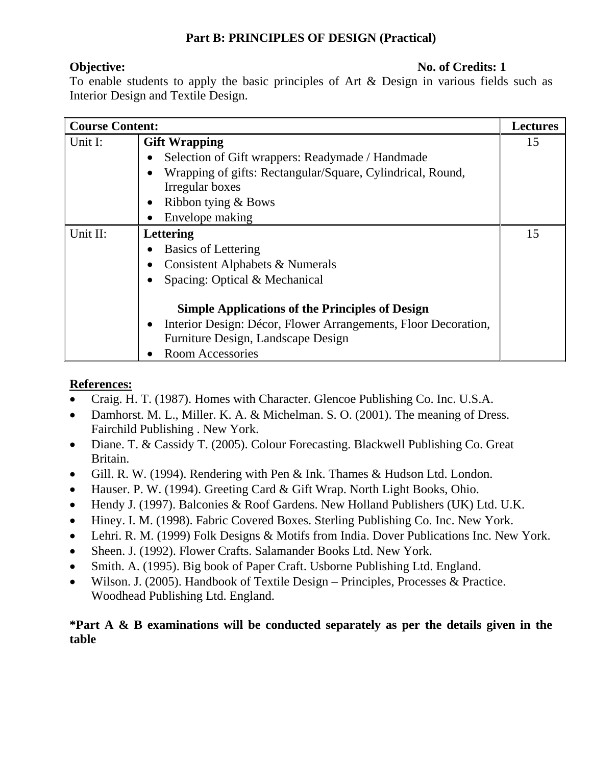## Part B: PRINCIPLES OF DESIGN (Practical)

**Objective:** **No. of Credits: 1**

To enable students to apply the basic principles of Art & Design in various fields such as Interior Design and Textile Design.

| Course Content: | | Lectures |
|---|---|---|
| Unit I: | **Gift Wrapping**<br>• Selection of Gift wrappers: Readymade / Handmade<br>• Wrapping of gifts: Rectangular/Square, Cylindrical, Round, Irregular boxes<br>• Ribbon tying & Bows<br>• Envelope making | 15 |
| Unit II: | **Lettering**<br>• Basics of Lettering<br>• Consistent Alphabets & Numerals<br>• Spacing: Optical & Mechanical<br><br>**Simple Applications of the Principles of Design**<br>• Interior Design: Décor, Flower Arrangements, Floor Decoration, Furniture Design, Landscape Design<br>• Room Accessories | 15 |

**References:**

- Craig. H. T. (1987). Homes with Character. Glencoe Publishing Co. Inc. U.S.A.
- Damhorst. M. L., Miller. K. A. & Michelman. S. O. (2001). The meaning of Dress. Fairchild Publishing . New York.
- Diane. T. & Cassidy T. (2005). Colour Forecasting. Blackwell Publishing Co. Great Britain.
- Gill. R. W. (1994). Rendering with Pen & Ink. Thames & Hudson Ltd. London.
- Hauser. P. W. (1994). Greeting Card & Gift Wrap. North Light Books, Ohio.
- Hendy J. (1997). Balconies & Roof Gardens. New Holland Publishers (UK) Ltd. U.K.
- Hiney. I. M. (1998). Fabric Covered Boxes. Sterling Publishing Co. Inc. New York.
- Lehri. R. M. (1999) Folk Designs & Motifs from India. Dover Publications Inc. New York.
- Sheen. J. (1992). Flower Crafts. Salamander Books Ltd. New York.
- Smith. A. (1995). Big book of Paper Craft. Usborne Publishing Ltd. England.
- Wilson. J. (2005). Handbook of Textile Design – Principles, Processes & Practice. Woodhead Publishing Ltd. England.

***Part A & B examinations will be conducted separately as per the details given in the table**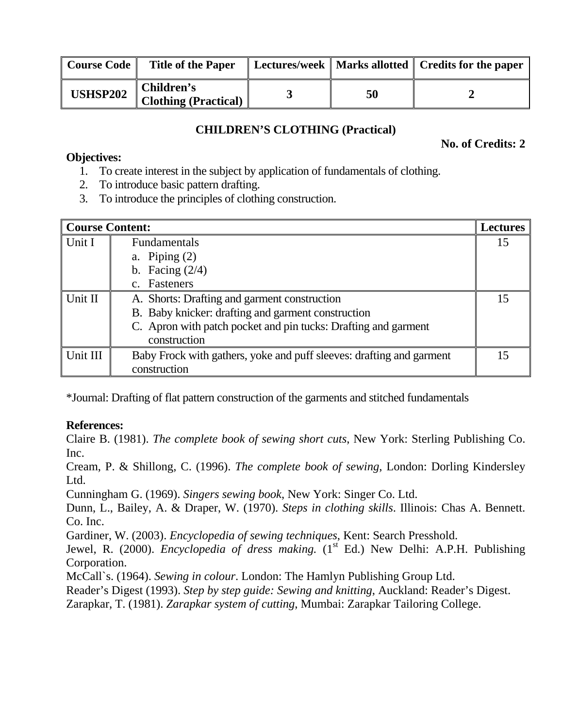| Course Code | Title of the Paper | Lectures/week | Marks allotted | Credits for the paper |
|---|---|---|---|---|
| **USHSP202** | **Children's Clothing (Practical)** | **3** | **50** | **2** |

## CHILDREN'S CLOTHING (Practical)

**No. of Credits: 2**

**Objectives:**

1. To create interest in the subject by application of fundamentals of clothing.
2. To introduce basic pattern drafting.
3. To introduce the principles of clothing construction.

| **Course Content:** | | **Lectures** |
|---|---|---|
| Unit I | Fundamentals<br>a. Piping (2)<br>b. Facing (2/4)<br>c. Fasteners | 15 |
| Unit II | A. Shorts: Drafting and garment construction<br>B. Baby knicker: drafting and garment construction<br>C. Apron with patch pocket and pin tucks: Drafting and garment construction | 15 |
| Unit III | Baby Frock with gathers, yoke and puff sleeves: drafting and garment construction | 15 |

*Journal: Drafting of flat pattern construction of the garments and stitched fundamentals

**References:**

Claire B. (1981). *The complete book of sewing short cuts*, New York: Sterling Publishing Co. Inc.

Cream, P. & Shillong, C. (1996). *The complete book of sewing*, London: Dorling Kindersley Ltd.

Cunningham G. (1969). *Singers sewing book*, New York: Singer Co. Ltd.

Dunn, L., Bailey, A. & Draper, W. (1970). *Steps in clothing skills*. Illinois: Chas A. Bennett. Co. Inc.

Gardiner, W. (2003). *Encyclopedia of sewing techniques*, Kent: Search Presshold.

Jewel, R. (2000). *Encyclopedia of dress making.* (1st Ed.) New Delhi: A.P.H. Publishing Corporation.

McCall`s. (1964). *Sewing in colour*. London: The Hamlyn Publishing Group Ltd.

Reader's Digest (1993). *Step by step guide: Sewing and knitting*, Auckland: Reader's Digest.

Zarapkar, T. (1981). *Zarapkar system of cutting*, Mumbai: Zarapkar Tailoring College.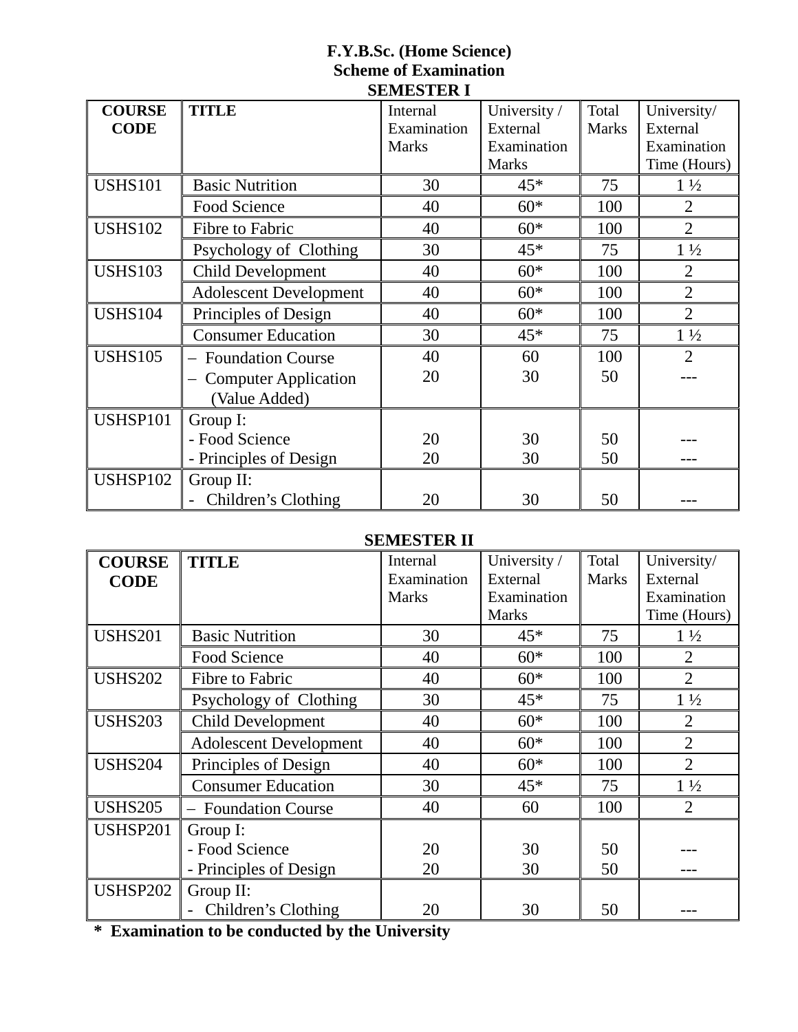**F.Y.B.Sc. (Home Science)**

**Scheme of Examination**

**SEMESTER I**

| COURSE CODE | TITLE | Internal Examination Marks | University / External Examination Marks | Total Marks | University/ External Examination Time (Hours) |
|---|---|---|---|---|---|
| USHS101 | Basic Nutrition | 30 | 45* | 75 | 1 ½ |
| | Food Science | 40 | 60* | 100 | 2 |
| USHS102 | Fibre to Fabric | 40 | 60* | 100 | 2 |
| | Psychology of Clothing | 30 | 45* | 75 | 1 ½ |
| USHS103 | Child Development | 40 | 60* | 100 | 2 |
| | Adolescent Development | 40 | 60* | 100 | 2 |
| USHS104 | Principles of Design | 40 | 60* | 100 | 2 |
| | Consumer Education | 30 | 45* | 75 | 1 ½ |
| USHS105 | – Foundation Course | 40 | 60 | 100 | 2 |
| | – Computer Application (Value Added) | 20 | 30 | 50 | --- |
| USHSP101 | Group I: | | | | |
| | - Food Science | 20 | 30 | 50 | --- |
| | - Principles of Design | 20 | 30 | 50 | --- |
| USHSP102 | Group II: | | | | |
| | - Children's Clothing | 20 | 30 | 50 | --- |

**SEMESTER II**

| COURSE CODE | TITLE | Internal Examination Marks | University / External Examination Marks | Total Marks | University/ External Examination Time (Hours) |
|---|---|---|---|---|---|
| USHS201 | Basic Nutrition | 30 | 45* | 75 | 1 ½ |
| | Food Science | 40 | 60* | 100 | 2 |
| USHS202 | Fibre to Fabric | 40 | 60* | 100 | 2 |
| | Psychology of Clothing | 30 | 45* | 75 | 1 ½ |
| USHS203 | Child Development | 40 | 60* | 100 | 2 |
| | Adolescent Development | 40 | 60* | 100 | 2 |
| USHS204 | Principles of Design | 40 | 60* | 100 | 2 |
| | Consumer Education | 30 | 45* | 75 | 1 ½ |
| USHS205 | – Foundation Course | 40 | 60 | 100 | 2 |
| USHSP201 | Group I: | | | | |
| | - Food Science | 20 | 30 | 50 | --- |
| | - Principles of Design | 20 | 30 | 50 | --- |
| USHSP202 | Group II: | | | | |
| | - Children's Clothing | 20 | 30 | 50 | --- |

**\* Examination to be conducted by the University**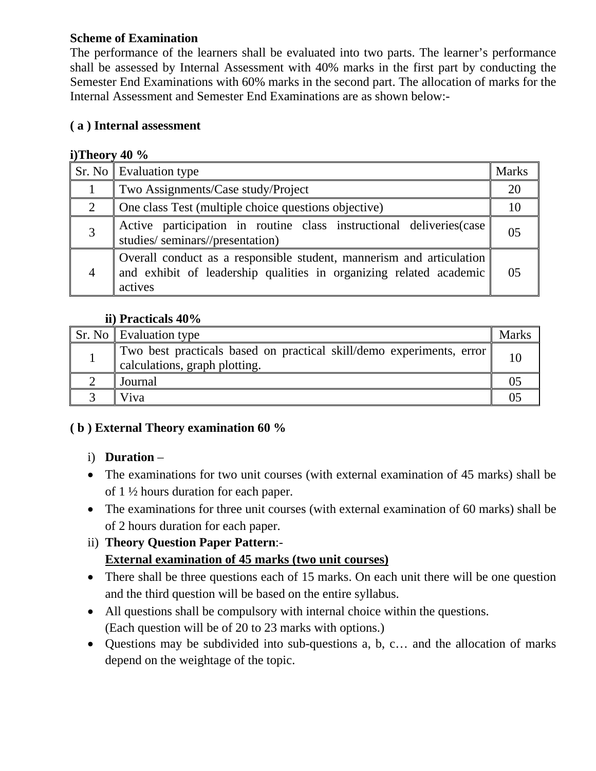**Scheme of Examination**

The performance of the learners shall be evaluated into two parts. The learner's performance shall be assessed by Internal Assessment with 40% marks in the first part by conducting the Semester End Examinations with 60% marks in the second part. The allocation of marks for the Internal Assessment and Semester End Examinations are as shown below:-

**( a ) Internal assessment**

**i)Theory 40 %**

| Sr. No | Evaluation type | Marks |
|---|---|---|
| 1 | Two Assignments/Case study/Project | 20 |
| 2 | One class Test (multiple choice questions objective) | 10 |
| 3 | Active participation in routine class instructional deliveries(case studies/ seminars//presentation) | 05 |
| 4 | Overall conduct as a responsible student, mannerism and articulation and exhibit of leadership qualities in organizing related academic actives | 05 |

**ii) Practicals 40%**

| Sr. No | Evaluation type | Marks |
|---|---|---|
| 1 | Two best practicals based on practical skill/demo experiments, error calculations, graph plotting. | 10 |
| 2 | Journal | 05 |
| 3 | Viva | 05 |

**( b ) External Theory examination 60 %**

i) **Duration** –

- The examinations for two unit courses (with external examination of 45 marks) shall be of 1 ½ hours duration for each paper.
- The examinations for three unit courses (with external examination of 60 marks) shall be of 2 hours duration for each paper.

ii) **Theory Question Paper Pattern**:-

**External examination of 45 marks (two unit courses)**

- There shall be three questions each of 15 marks. On each unit there will be one question and the third question will be based on the entire syllabus.
- All questions shall be compulsory with internal choice within the questions.
  (Each question will be of 20 to 23 marks with options.)
- Questions may be subdivided into sub-questions a, b, c… and the allocation of marks depend on the weightage of the topic.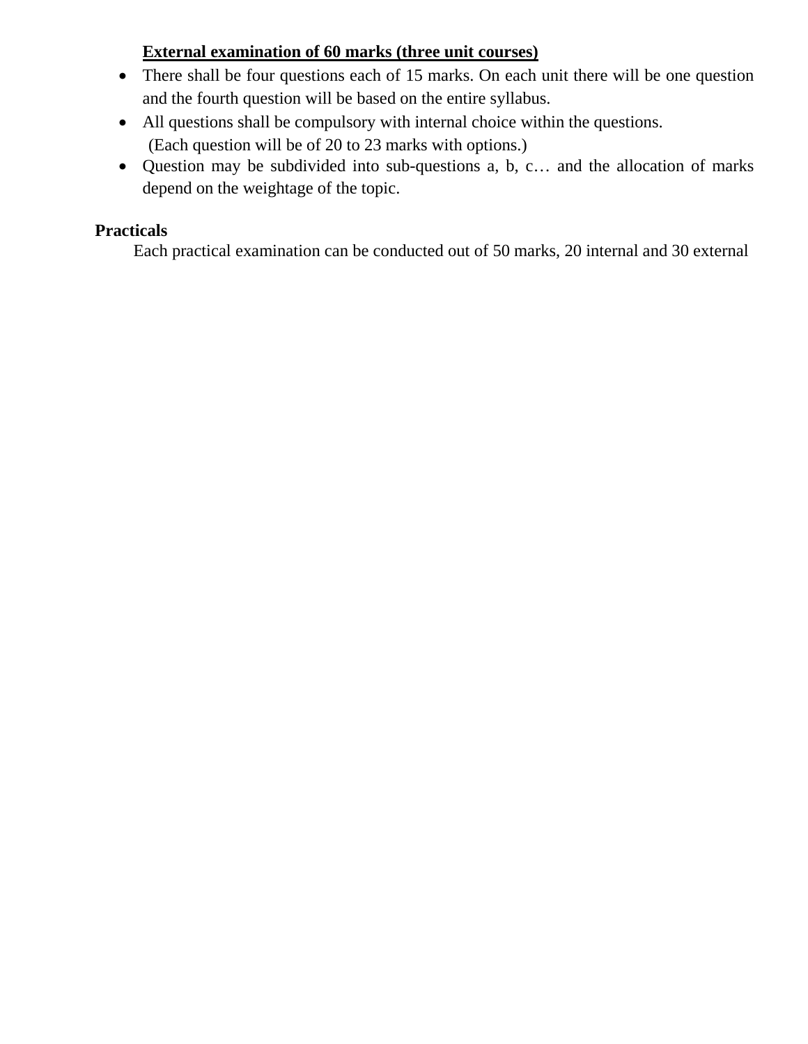**External examination of 60 marks (three unit courses)**

- There shall be four questions each of 15 marks. On each unit there will be one question and the fourth question will be based on the entire syllabus.
- All questions shall be compulsory with internal choice within the questions.
  (Each question will be of 20 to 23 marks with options.)
- Question may be subdivided into sub-questions a, b, c… and the allocation of marks depend on the weightage of the topic.

**Practicals**

Each practical examination can be conducted out of 50 marks, 20 internal and 30 external